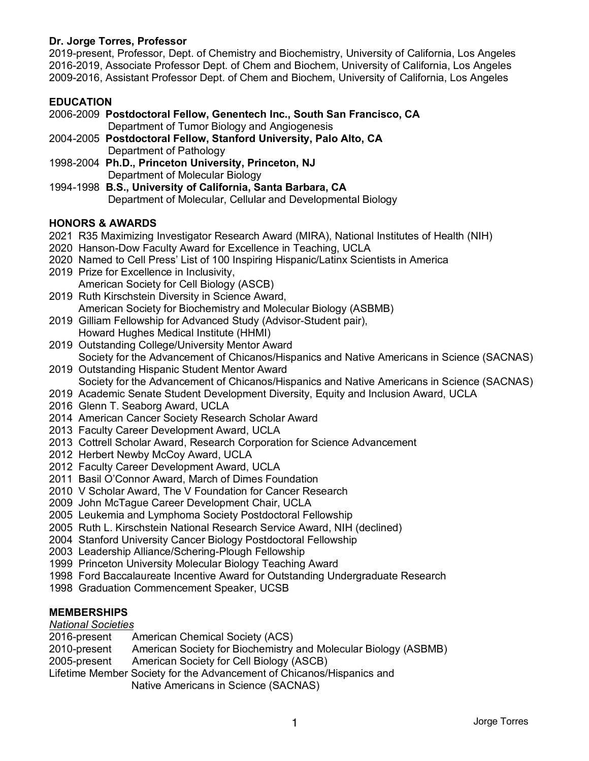**Dr. Jorge Torres, Professor**

2019-present, Professor, Dept. of Chemistry and Biochemistry, University of California, Los Angeles
2016-2019, Associate Professor Dept. of Chem and Biochem, University of California, Los Angeles
2009-2016, Assistant Professor Dept. of Chem and Biochem, University of California, Los Angeles

## EDUCATION

2006-2009 **Postdoctoral Fellow, Genentech Inc., South San Francisco, CA**
Department of Tumor Biology and Angiogenesis

2004-2005 **Postdoctoral Fellow, Stanford University, Palo Alto, CA**
Department of Pathology

1998-2004 **Ph.D., Princeton University, Princeton, NJ**
Department of Molecular Biology

1994-1998 **B.S., University of California, Santa Barbara, CA**
Department of Molecular, Cellular and Developmental Biology

## HONORS & AWARDS

2021 R35 Maximizing Investigator Research Award (MIRA), National Institutes of Health (NIH)
2020 Hanson-Dow Faculty Award for Excellence in Teaching, UCLA
2020 Named to Cell Press' List of 100 Inspiring Hispanic/Latinx Scientists in America
2019 Prize for Excellence in Inclusivity,
American Society for Cell Biology (ASCB)
2019 Ruth Kirschstein Diversity in Science Award,
American Society for Biochemistry and Molecular Biology (ASBMB)
2019 Gilliam Fellowship for Advanced Study (Advisor-Student pair),
Howard Hughes Medical Institute (HHMI)
2019 Outstanding College/University Mentor Award
Society for the Advancement of Chicanos/Hispanics and Native Americans in Science (SACNAS)
2019 Outstanding Hispanic Student Mentor Award
Society for the Advancement of Chicanos/Hispanics and Native Americans in Science (SACNAS)
2019 Academic Senate Student Development Diversity, Equity and Inclusion Award, UCLA
2016 Glenn T. Seaborg Award, UCLA
2014 American Cancer Society Research Scholar Award
2013 Faculty Career Development Award, UCLA
2013 Cottrell Scholar Award, Research Corporation for Science Advancement
2012 Herbert Newby McCoy Award, UCLA
2012 Faculty Career Development Award, UCLA
2011 Basil O'Connor Award, March of Dimes Foundation
2010 V Scholar Award, The V Foundation for Cancer Research
2009 John McTague Career Development Chair, UCLA
2005 Leukemia and Lymphoma Society Postdoctoral Fellowship
2005 Ruth L. Kirschstein National Research Service Award, NIH (declined)
2004 Stanford University Cancer Biology Postdoctoral Fellowship
2003 Leadership Alliance/Schering-Plough Fellowship
1999 Princeton University Molecular Biology Teaching Award
1998 Ford Baccalaureate Incentive Award for Outstanding Undergraduate Research
1998 Graduation Commencement Speaker, UCSB

## MEMBERSHIPS

*National Societies*

2016-present American Chemical Society (ACS)
2010-present American Society for Biochemistry and Molecular Biology (ASBMB)
2005-present American Society for Cell Biology (ASCB)
Lifetime Member Society for the Advancement of Chicanos/Hispanics and Native Americans in Science (SACNAS)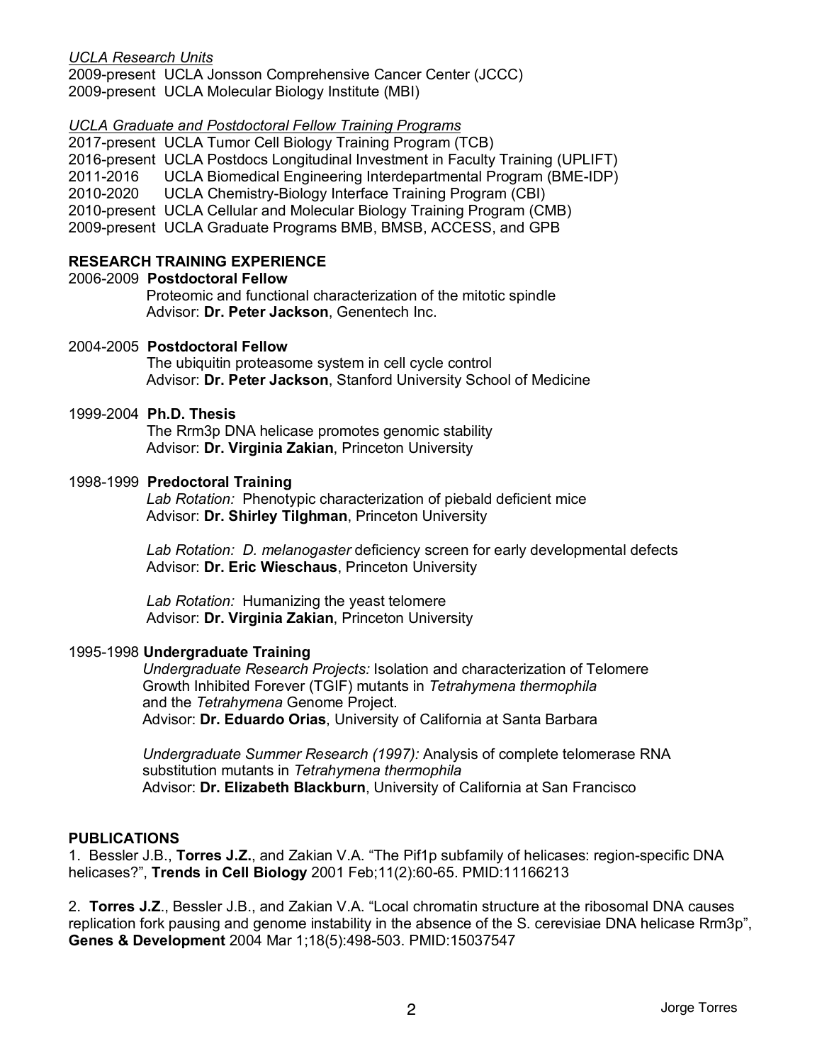*UCLA Research Units*

2009-present UCLA Jonsson Comprehensive Cancer Center (JCCC)
2009-present UCLA Molecular Biology Institute (MBI)

*UCLA Graduate and Postdoctoral Fellow Training Programs*

2017-present UCLA Tumor Cell Biology Training Program (TCB)
2016-present UCLA Postdocs Longitudinal Investment in Faculty Training (UPLIFT)
2011-2016 UCLA Biomedical Engineering Interdepartmental Program (BME-IDP)
2010-2020 UCLA Chemistry-Biology Interface Training Program (CBI)
2010-present UCLA Cellular and Molecular Biology Training Program (CMB)
2009-present UCLA Graduate Programs BMB, BMSB, ACCESS, and GPB

## RESEARCH TRAINING EXPERIENCE

2006-2009 **Postdoctoral Fellow**
Proteomic and functional characterization of the mitotic spindle
Advisor: **Dr. Peter Jackson**, Genentech Inc.

2004-2005 **Postdoctoral Fellow**
The ubiquitin proteasome system in cell cycle control
Advisor: **Dr. Peter Jackson**, Stanford University School of Medicine

1999-2004 **Ph.D. Thesis**
The Rrm3p DNA helicase promotes genomic stability
Advisor: **Dr. Virginia Zakian**, Princeton University

1998-1999 **Predoctoral Training**
*Lab Rotation:* Phenotypic characterization of piebald deficient mice
Advisor: **Dr. Shirley Tilghman**, Princeton University

*Lab Rotation:* *D. melanogaster* deficiency screen for early developmental defects
Advisor: **Dr. Eric Wieschaus**, Princeton University

*Lab Rotation:* Humanizing the yeast telomere
Advisor: **Dr. Virginia Zakian**, Princeton University

1995-1998 **Undergraduate Training**
*Undergraduate Research Projects:* Isolation and characterization of Telomere Growth Inhibited Forever (TGIF) mutants in *Tetrahymena thermophila* and the *Tetrahymena* Genome Project.
Advisor: **Dr. Eduardo Orias**, University of California at Santa Barbara

*Undergraduate Summer Research (1997):* Analysis of complete telomerase RNA substitution mutants in *Tetrahymena thermophila*
Advisor: **Dr. Elizabeth Blackburn**, University of California at San Francisco

## PUBLICATIONS

1. Bessler J.B., **Torres J.Z.**, and Zakian V.A. "The Pif1p subfamily of helicases: region-specific DNA helicases?", **Trends in Cell Biology** 2001 Feb;11(2):60-65. PMID:11166213

2. **Torres J.Z**., Bessler J.B., and Zakian V.A. "Local chromatin structure at the ribosomal DNA causes replication fork pausing and genome instability in the absence of the S. cerevisiae DNA helicase Rrm3p", **Genes & Development** 2004 Mar 1;18(5):498-503. PMID:15037547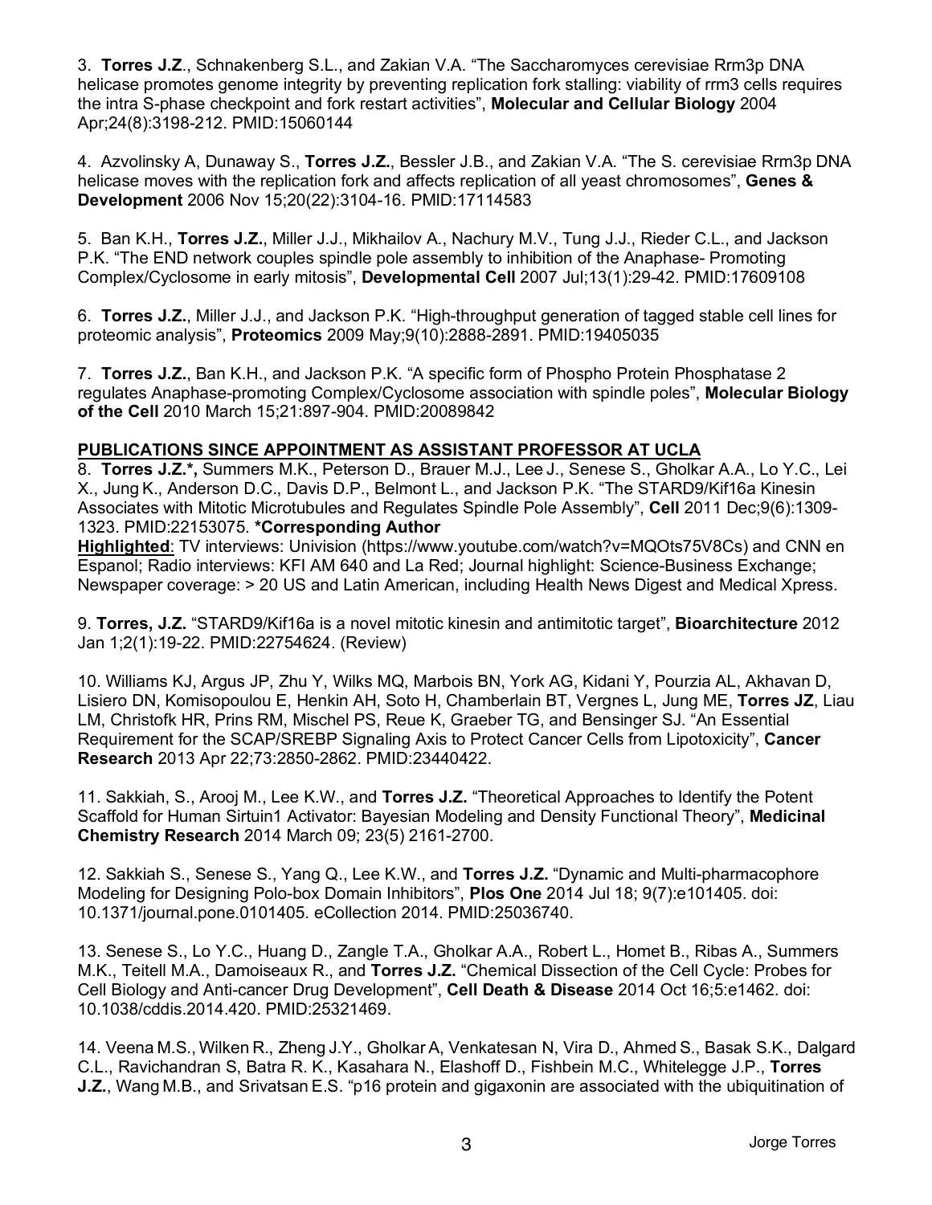3. **Torres J.Z**., Schnakenberg S.L., and Zakian V.A. "The Saccharomyces cerevisiae Rrm3p DNA helicase promotes genome integrity by preventing replication fork stalling: viability of rrm3 cells requires the intra S-phase checkpoint and fork restart activities", **Molecular and Cellular Biology** 2004 Apr;24(8):3198-212. PMID:15060144

4. Azvolinsky A, Dunaway S., **Torres J.Z.**, Bessler J.B., and Zakian V.A. "The S. cerevisiae Rrm3p DNA helicase moves with the replication fork and affects replication of all yeast chromosomes", **Genes & Development** 2006 Nov 15;20(22):3104-16. PMID:17114583

5. Ban K.H., **Torres J.Z.**, Miller J.J., Mikhailov A., Nachury M.V., Tung J.J., Rieder C.L., and Jackson P.K. "The END network couples spindle pole assembly to inhibition of the Anaphase- Promoting Complex/Cyclosome in early mitosis", **Developmental Cell** 2007 Jul;13(1):29-42. PMID:17609108

6. **Torres J.Z.**, Miller J.J., and Jackson P.K. "High-throughput generation of tagged stable cell lines for proteomic analysis", **Proteomics** 2009 May;9(10):2888-2891. PMID:19405035

7. **Torres J.Z.**, Ban K.H., and Jackson P.K. "A specific form of Phospho Protein Phosphatase 2 regulates Anaphase-promoting Complex/Cyclosome association with spindle poles", **Molecular Biology of the Cell** 2010 March 15;21:897-904. PMID:20089842

**PUBLICATIONS SINCE APPOINTMENT AS ASSISTANT PROFESSOR AT UCLA**

8. **Torres J.Z.\*,** Summers M.K., Peterson D., Brauer M.J., Lee J., Senese S., Gholkar A.A., Lo Y.C., Lei X., Jung K., Anderson D.C., Davis D.P., Belmont L., and Jackson P.K. "The STARD9/Kif16a Kinesin Associates with Mitotic Microtubules and Regulates Spindle Pole Assembly", **Cell** 2011 Dec;9(6):1309-1323. PMID:22153075. **\*Corresponding Author**
**Highlighted**: TV interviews: Univision (https://www.youtube.com/watch?v=MQOts75V8Cs) and CNN en Espanol; Radio interviews: KFI AM 640 and La Red; Journal highlight: Science-Business Exchange; Newspaper coverage: > 20 US and Latin American, including Health News Digest and Medical Xpress.

9. **Torres, J.Z.** "STARD9/Kif16a is a novel mitotic kinesin and antimitotic target", **Bioarchitecture** 2012 Jan 1;2(1):19-22. PMID:22754624. (Review)

10. Williams KJ, Argus JP, Zhu Y, Wilks MQ, Marbois BN, York AG, Kidani Y, Pourzia AL, Akhavan D, Lisiero DN, Komisopoulou E, Henkin AH, Soto H, Chamberlain BT, Vergnes L, Jung ME, **Torres JZ**, Liau LM, Christofk HR, Prins RM, Mischel PS, Reue K, Graeber TG, and Bensinger SJ. "An Essential Requirement for the SCAP/SREBP Signaling Axis to Protect Cancer Cells from Lipotoxicity", **Cancer Research** 2013 Apr 22;73:2850-2862. PMID:23440422.

11. Sakkiah, S., Arooj M., Lee K.W., and **Torres J.Z.** "Theoretical Approaches to Identify the Potent Scaffold for Human Sirtuin1 Activator: Bayesian Modeling and Density Functional Theory", **Medicinal Chemistry Research** 2014 March 09; 23(5) 2161-2700.

12. Sakkiah S., Senese S., Yang Q., Lee K.W., and **Torres J.Z.** "Dynamic and Multi-pharmacophore Modeling for Designing Polo-box Domain Inhibitors", **Plos One** 2014 Jul 18; 9(7):e101405. doi: 10.1371/journal.pone.0101405. eCollection 2014. PMID:25036740.

13. Senese S., Lo Y.C., Huang D., Zangle T.A., Gholkar A.A., Robert L., Homet B., Ribas A., Summers M.K., Teitell M.A., Damoiseaux R., and **Torres J.Z.** "Chemical Dissection of the Cell Cycle: Probes for Cell Biology and Anti-cancer Drug Development", **Cell Death & Disease** 2014 Oct 16;5:e1462. doi: 10.1038/cddis.2014.420. PMID:25321469.

14. Veena M.S., Wilken R., Zheng J.Y., Gholkar A, Venkatesan N, Vira D., Ahmed S., Basak S.K., Dalgard C.L., Ravichandran S, Batra R. K., Kasahara N., Elashoff D., Fishbein M.C., Whitelegge J.P., **Torres J.Z.**, Wang M.B., and Srivatsan E.S. "p16 protein and gigaxonin are associated with the ubiquitination of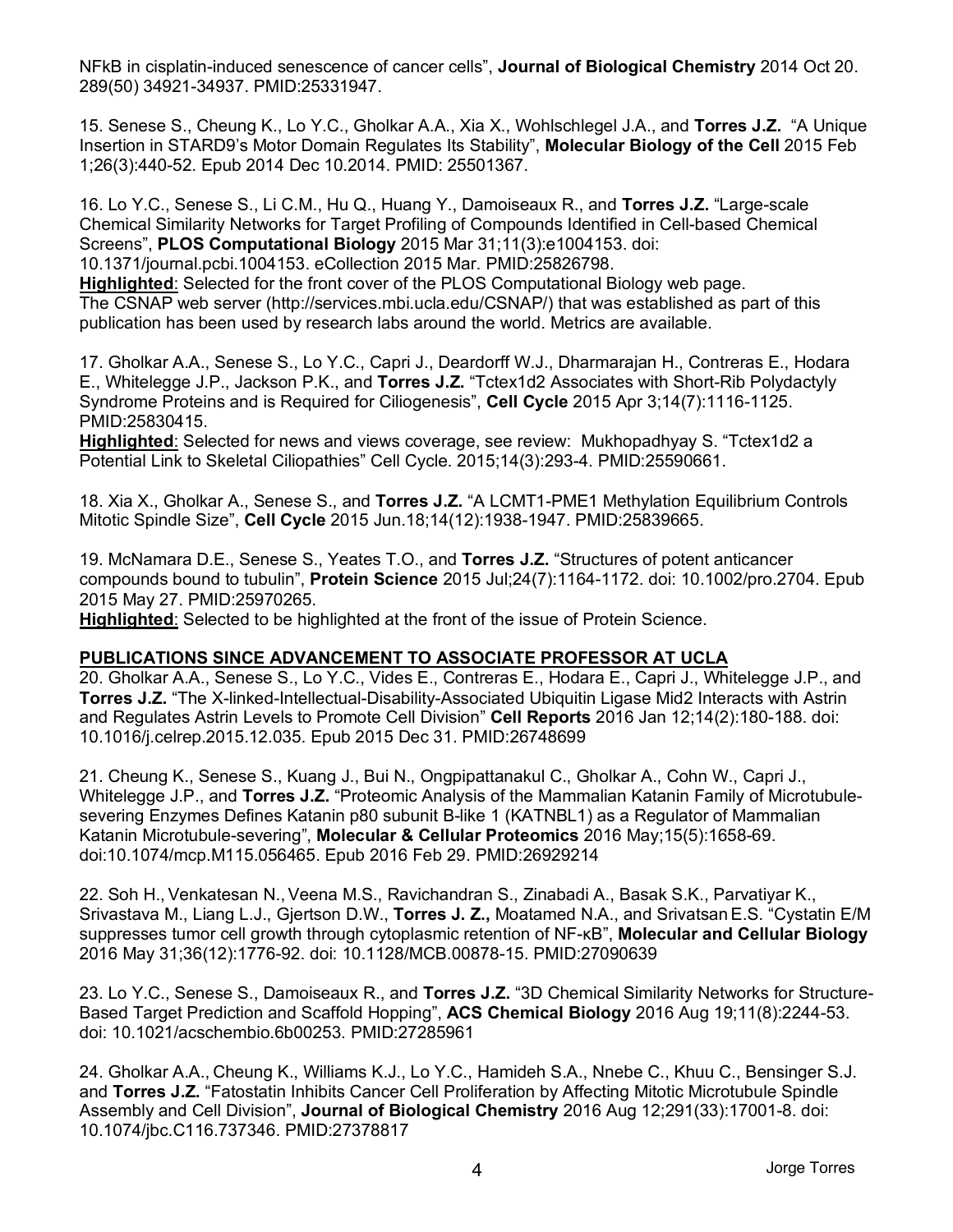NFkB in cisplatin-induced senescence of cancer cells", **Journal of Biological Chemistry** 2014 Oct 20. 289(50) 34921-34937. PMID:25331947.

15. Senese S., Cheung K., Lo Y.C., Gholkar A.A., Xia X., Wohlschlegel J.A., and **Torres J.Z.** "A Unique Insertion in STARD9's Motor Domain Regulates Its Stability", **Molecular Biology of the Cell** 2015 Feb 1;26(3):440-52. Epub 2014 Dec 10.2014. PMID: 25501367.

16. Lo Y.C., Senese S., Li C.M., Hu Q., Huang Y., Damoiseaux R., and **Torres J.Z.** "Large-scale Chemical Similarity Networks for Target Profiling of Compounds Identified in Cell-based Chemical Screens", **PLOS Computational Biology** 2015 Mar 31;11(3):e1004153. doi: 10.1371/journal.pcbi.1004153. eCollection 2015 Mar. PMID:25826798.
**Highlighted**: Selected for the front cover of the PLOS Computational Biology web page. The CSNAP web server (http://services.mbi.ucla.edu/CSNAP/) that was established as part of this publication has been used by research labs around the world. Metrics are available.

17. Gholkar A.A., Senese S., Lo Y.C., Capri J., Deardorff W.J., Dharmarajan H., Contreras E., Hodara E., Whitelegge J.P., Jackson P.K., and **Torres J.Z.** "Tctex1d2 Associates with Short-Rib Polydactyly Syndrome Proteins and is Required for Ciliogenesis", **Cell Cycle** 2015 Apr 3;14(7):1116-1125. PMID:25830415.
**Highlighted**: Selected for news and views coverage, see review: Mukhopadhyay S. "Tctex1d2 a Potential Link to Skeletal Ciliopathies" Cell Cycle. 2015;14(3):293-4. PMID:25590661.

18. Xia X., Gholkar A., Senese S., and **Torres J.Z.** "A LCMT1-PME1 Methylation Equilibrium Controls Mitotic Spindle Size", **Cell Cycle** 2015 Jun.18;14(12):1938-1947. PMID:25839665.

19. McNamara D.E., Senese S., Yeates T.O., and **Torres J.Z.** "Structures of potent anticancer compounds bound to tubulin", **Protein Science** 2015 Jul;24(7):1164-1172. doi: 10.1002/pro.2704. Epub 2015 May 27. PMID:25970265.
**Highlighted**: Selected to be highlighted at the front of the issue of Protein Science.

**PUBLICATIONS SINCE ADVANCEMENT TO ASSOCIATE PROFESSOR AT UCLA**

20. Gholkar A.A., Senese S., Lo Y.C., Vides E., Contreras E., Hodara E., Capri J., Whitelegge J.P., and **Torres J.Z.** "The X-linked-Intellectual-Disability-Associated Ubiquitin Ligase Mid2 Interacts with Astrin and Regulates Astrin Levels to Promote Cell Division" **Cell Reports** 2016 Jan 12;14(2):180-188. doi: 10.1016/j.celrep.2015.12.035. Epub 2015 Dec 31. PMID:26748699

21. Cheung K., Senese S., Kuang J., Bui N., Ongpipattanakul C., Gholkar A., Cohn W., Capri J., Whitelegge J.P., and **Torres J.Z.** "Proteomic Analysis of the Mammalian Katanin Family of Microtubule-severing Enzymes Defines Katanin p80 subunit B-like 1 (KATNBL1) as a Regulator of Mammalian Katanin Microtubule-severing", **Molecular & Cellular Proteomics** 2016 May;15(5):1658-69. doi:10.1074/mcp.M115.056465. Epub 2016 Feb 29. PMID:26929214

22. Soh H., Venkatesan N., Veena M.S., Ravichandran S., Zinabadi A., Basak S.K., Parvatiyar K., Srivastava M., Liang L.J., Gjertson D.W., **Torres J. Z.,** Moatamed N.A., and Srivatsan E.S. "Cystatin E/M suppresses tumor cell growth through cytoplasmic retention of NF-κB", **Molecular and Cellular Biology** 2016 May 31;36(12):1776-92. doi: 10.1128/MCB.00878-15. PMID:27090639

23. Lo Y.C., Senese S., Damoiseaux R., and **Torres J.Z.** "3D Chemical Similarity Networks for Structure-Based Target Prediction and Scaffold Hopping", **ACS Chemical Biology** 2016 Aug 19;11(8):2244-53. doi: 10.1021/acschembio.6b00253. PMID:27285961

24. Gholkar A.A., Cheung K., Williams K.J., Lo Y.C., Hamideh S.A., Nnebe C., Khuu C., Bensinger S.J. and **Torres J.Z.** "Fatostatin Inhibits Cancer Cell Proliferation by Affecting Mitotic Microtubule Spindle Assembly and Cell Division", **Journal of Biological Chemistry** 2016 Aug 12;291(33):17001-8. doi: 10.1074/jbc.C116.737346. PMID:27378817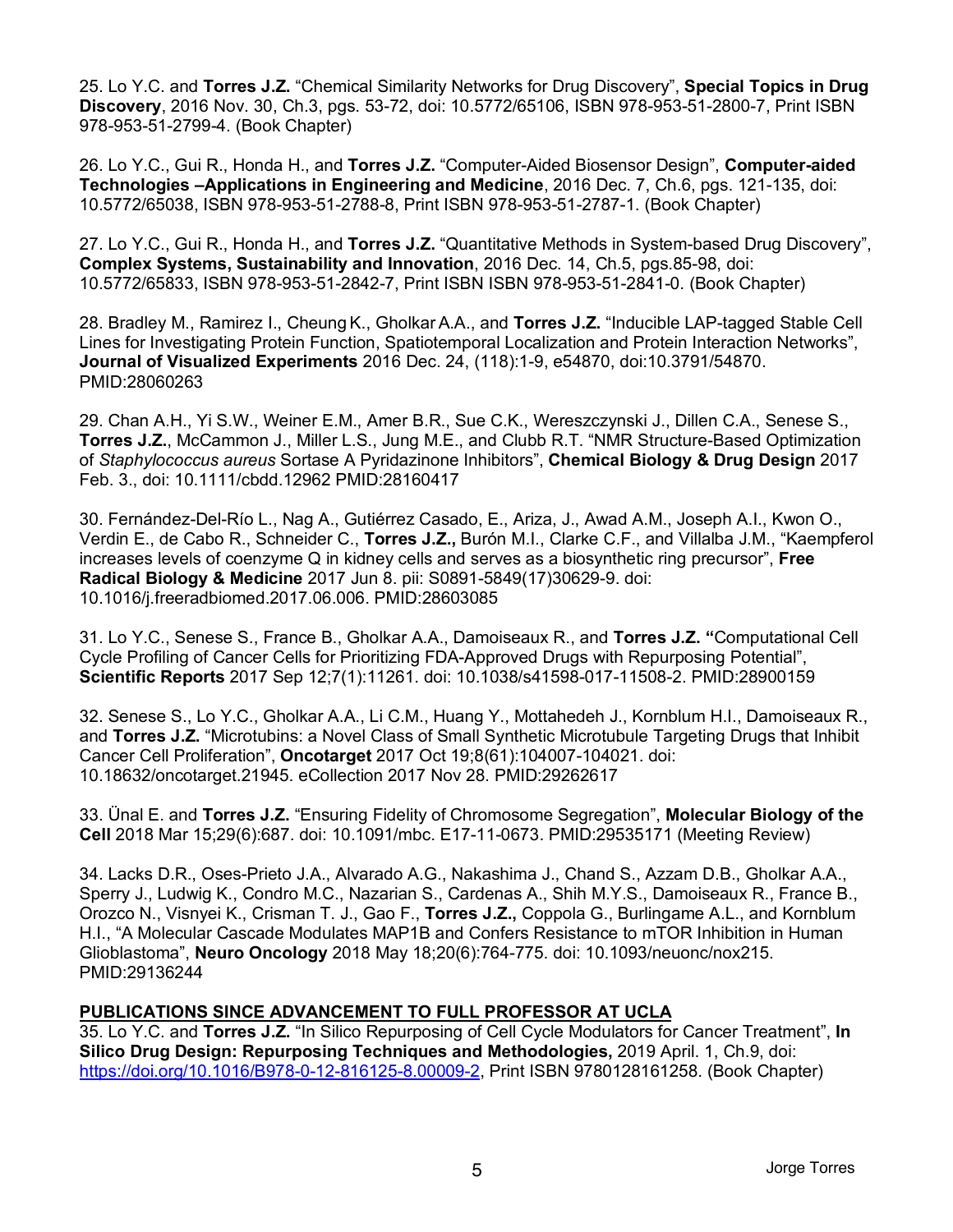25. Lo Y.C. and **Torres J.Z.** “Chemical Similarity Networks for Drug Discovery”, **Special Topics in Drug Discovery**, 2016 Nov. 30, Ch.3, pgs. 53-72, doi: 10.5772/65106, ISBN 978-953-51-2800-7, Print ISBN 978-953-51-2799-4. (Book Chapter)

26. Lo Y.C., Gui R., Honda H., and **Torres J.Z.** “Computer-Aided Biosensor Design”, **Computer-aided Technologies –Applications in Engineering and Medicine**, 2016 Dec. 7, Ch.6, pgs. 121-135, doi: 10.5772/65038, ISBN 978-953-51-2788-8, Print ISBN 978-953-51-2787-1. (Book Chapter)

27. Lo Y.C., Gui R., Honda H., and **Torres J.Z.** “Quantitative Methods in System-based Drug Discovery”, **Complex Systems, Sustainability and Innovation**, 2016 Dec. 14, Ch.5, pgs.85-98, doi: 10.5772/65833, ISBN 978-953-51-2842-7, Print ISBN ISBN 978-953-51-2841-0. (Book Chapter)

28. Bradley M., Ramirez I., Cheung K., Gholkar A.A., and **Torres J.Z.** “Inducible LAP-tagged Stable Cell Lines for Investigating Protein Function, Spatiotemporal Localization and Protein Interaction Networks”, **Journal of Visualized Experiments** 2016 Dec. 24, (118):1-9, e54870, doi:10.3791/54870. PMID:28060263

29. Chan A.H., Yi S.W., Weiner E.M., Amer B.R., Sue C.K., Wereszczynski J., Dillen C.A., Senese S., **Torres J.Z.**, McCammon J., Miller L.S., Jung M.E., and Clubb R.T. “NMR Structure-Based Optimization of *Staphylococcus aureus* Sortase A Pyridazinone Inhibitors”, **Chemical Biology & Drug Design** 2017 Feb. 3., doi: 10.1111/cbdd.12962 PMID:28160417

30. Fernández-Del-Río L., Nag A., Gutiérrez Casado, E., Ariza, J., Awad A.M., Joseph A.I., Kwon O., Verdin E., de Cabo R., Schneider C., **Torres J.Z.,** Burón M.I., Clarke C.F., and Villalba J.M., “Kaempferol increases levels of coenzyme Q in kidney cells and serves as a biosynthetic ring precursor”, **Free Radical Biology & Medicine** 2017 Jun 8. pii: S0891-5849(17)30629-9. doi: 10.1016/j.freeradbiomed.2017.06.006. PMID:28603085

31. Lo Y.C., Senese S., France B., Gholkar A.A., Damoiseaux R., and **Torres J.Z. “**Computational Cell Cycle Profiling of Cancer Cells for Prioritizing FDA-Approved Drugs with Repurposing Potential”, **Scientific Reports** 2017 Sep 12;7(1):11261. doi: 10.1038/s41598-017-11508-2. PMID:28900159

32. Senese S., Lo Y.C., Gholkar A.A., Li C.M., Huang Y., Mottahedeh J., Kornblum H.I., Damoiseaux R., and **Torres J.Z.** “Microtubins: a Novel Class of Small Synthetic Microtubule Targeting Drugs that Inhibit Cancer Cell Proliferation”, **Oncotarget** 2017 Oct 19;8(61):104007-104021. doi: 10.18632/oncotarget.21945. eCollection 2017 Nov 28. PMID:29262617

33. Ünal E. and **Torres J.Z.** “Ensuring Fidelity of Chromosome Segregation”, **Molecular Biology of the Cell** 2018 Mar 15;29(6):687. doi: 10.1091/mbc. E17-11-0673. PMID:29535171 (Meeting Review)

34. Lacks D.R., Oses-Prieto J.A., Alvarado A.G., Nakashima J., Chand S., Azzam D.B., Gholkar A.A., Sperry J., Ludwig K., Condro M.C., Nazarian S., Cardenas A., Shih M.Y.S., Damoiseaux R., France B., Orozco N., Visnyei K., Crisman T. J., Gao F., **Torres J.Z.,** Coppola G., Burlingame A.L., and Kornblum H.I., “A Molecular Cascade Modulates MAP1B and Confers Resistance to mTOR Inhibition in Human Glioblastoma”, **Neuro Oncology** 2018 May 18;20(6):764-775. doi: 10.1093/neuonc/nox215. PMID:29136244

**PUBLICATIONS SINCE ADVANCEMENT TO FULL PROFESSOR AT UCLA**

35. Lo Y.C. and **Torres J.Z.** “In Silico Repurposing of Cell Cycle Modulators for Cancer Treatment”, **In Silico Drug Design: Repurposing Techniques and Methodologies,** 2019 April. 1, Ch.9, doi: https://doi.org/10.1016/B978-0-12-816125-8.00009-2, Print ISBN 9780128161258. (Book Chapter)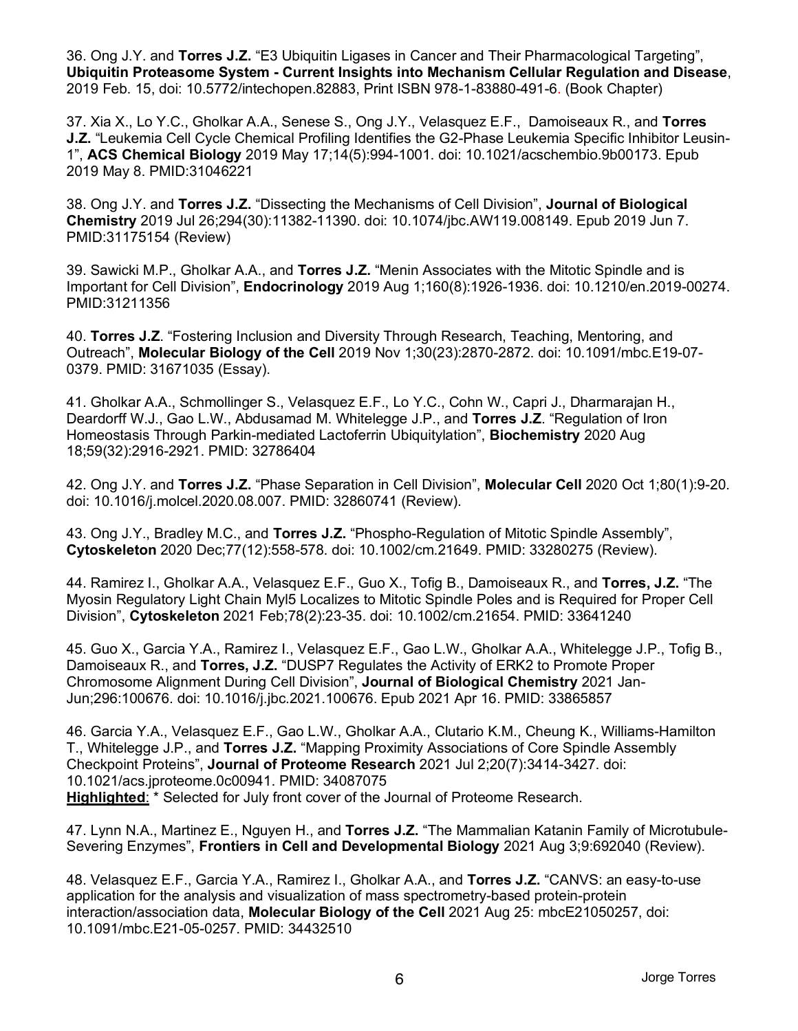36. Ong J.Y. and **Torres J.Z.** “E3 Ubiquitin Ligases in Cancer and Their Pharmacological Targeting”, **Ubiquitin Proteasome System - Current Insights into Mechanism Cellular Regulation and Disease**, 2019 Feb. 15, doi: 10.5772/intechopen.82883, Print ISBN 978-1-83880-491-6. (Book Chapter)

37. Xia X., Lo Y.C., Gholkar A.A., Senese S., Ong J.Y., Velasquez E.F., Damoiseaux R., and **Torres J.Z.** “Leukemia Cell Cycle Chemical Profiling Identifies the G2-Phase Leukemia Specific Inhibitor Leusin-1”, **ACS Chemical Biology** 2019 May 17;14(5):994-1001. doi: 10.1021/acschembio.9b00173. Epub 2019 May 8. PMID:31046221

38. Ong J.Y. and **Torres J.Z.** “Dissecting the Mechanisms of Cell Division”, **Journal of Biological Chemistry** 2019 Jul 26;294(30):11382-11390. doi: 10.1074/jbc.AW119.008149. Epub 2019 Jun 7. PMID:31175154 (Review)

39. Sawicki M.P., Gholkar A.A., and **Torres J.Z.** “Menin Associates with the Mitotic Spindle and is Important for Cell Division”, **Endocrinology** 2019 Aug 1;160(8):1926-1936. doi: 10.1210/en.2019-00274. PMID:31211356

40. **Torres J.Z**. “Fostering Inclusion and Diversity Through Research, Teaching, Mentoring, and Outreach”, **Molecular Biology of the Cell** 2019 Nov 1;30(23):2870-2872. doi: 10.1091/mbc.E19-07-0379. PMID: 31671035 (Essay).

41. Gholkar A.A., Schmollinger S., Velasquez E.F., Lo Y.C., Cohn W., Capri J., Dharmarajan H., Deardorff W.J., Gao L.W., Abdusamad M. Whitelegge J.P., and **Torres J.Z**. “Regulation of Iron Homeostasis Through Parkin-mediated Lactoferrin Ubiquitylation”, **Biochemistry** 2020 Aug 18;59(32):2916-2921. PMID: 32786404

42. Ong J.Y. and **Torres J.Z.** “Phase Separation in Cell Division”, **Molecular Cell** 2020 Oct 1;80(1):9-20. doi: 10.1016/j.molcel.2020.08.007. PMID: 32860741 (Review).

43. Ong J.Y., Bradley M.C., and **Torres J.Z.** “Phospho-Regulation of Mitotic Spindle Assembly”, **Cytoskeleton** 2020 Dec;77(12):558-578. doi: 10.1002/cm.21649. PMID: 33280275 (Review).

44. Ramirez I., Gholkar A.A., Velasquez E.F., Guo X., Tofig B., Damoiseaux R., and **Torres, J.Z.** “The Myosin Regulatory Light Chain Myl5 Localizes to Mitotic Spindle Poles and is Required for Proper Cell Division”, **Cytoskeleton** 2021 Feb;78(2):23-35. doi: 10.1002/cm.21654. PMID: 33641240

45. Guo X., Garcia Y.A., Ramirez I., Velasquez E.F., Gao L.W., Gholkar A.A., Whitelegge J.P., Tofig B., Damoiseaux R., and **Torres, J.Z.** “DUSP7 Regulates the Activity of ERK2 to Promote Proper Chromosome Alignment During Cell Division”, **Journal of Biological Chemistry** 2021 Jan-Jun;296:100676. doi: 10.1016/j.jbc.2021.100676. Epub 2021 Apr 16. PMID: 33865857

46. Garcia Y.A., Velasquez E.F., Gao L.W., Gholkar A.A., Clutario K.M., Cheung K., Williams-Hamilton T., Whitelegge J.P., and **Torres J.Z.** “Mapping Proximity Associations of Core Spindle Assembly Checkpoint Proteins”, **Journal of Proteome Research** 2021 Jul 2;20(7):3414-3427. doi: 10.1021/acs.jproteome.0c00941. PMID: 34087075
**Highlighted**: * Selected for July front cover of the Journal of Proteome Research.

47. Lynn N.A., Martinez E., Nguyen H., and **Torres J.Z.** “The Mammalian Katanin Family of Microtubule-Severing Enzymes”, **Frontiers in Cell and Developmental Biology** 2021 Aug 3;9:692040 (Review).

48. Velasquez E.F., Garcia Y.A., Ramirez I., Gholkar A.A., and **Torres J.Z.** “CANVS: an easy-to-use application for the analysis and visualization of mass spectrometry-based protein-protein interaction/association data, **Molecular Biology of the Cell** 2021 Aug 25: mbcE21050257, doi: 10.1091/mbc.E21-05-0257. PMID: 34432510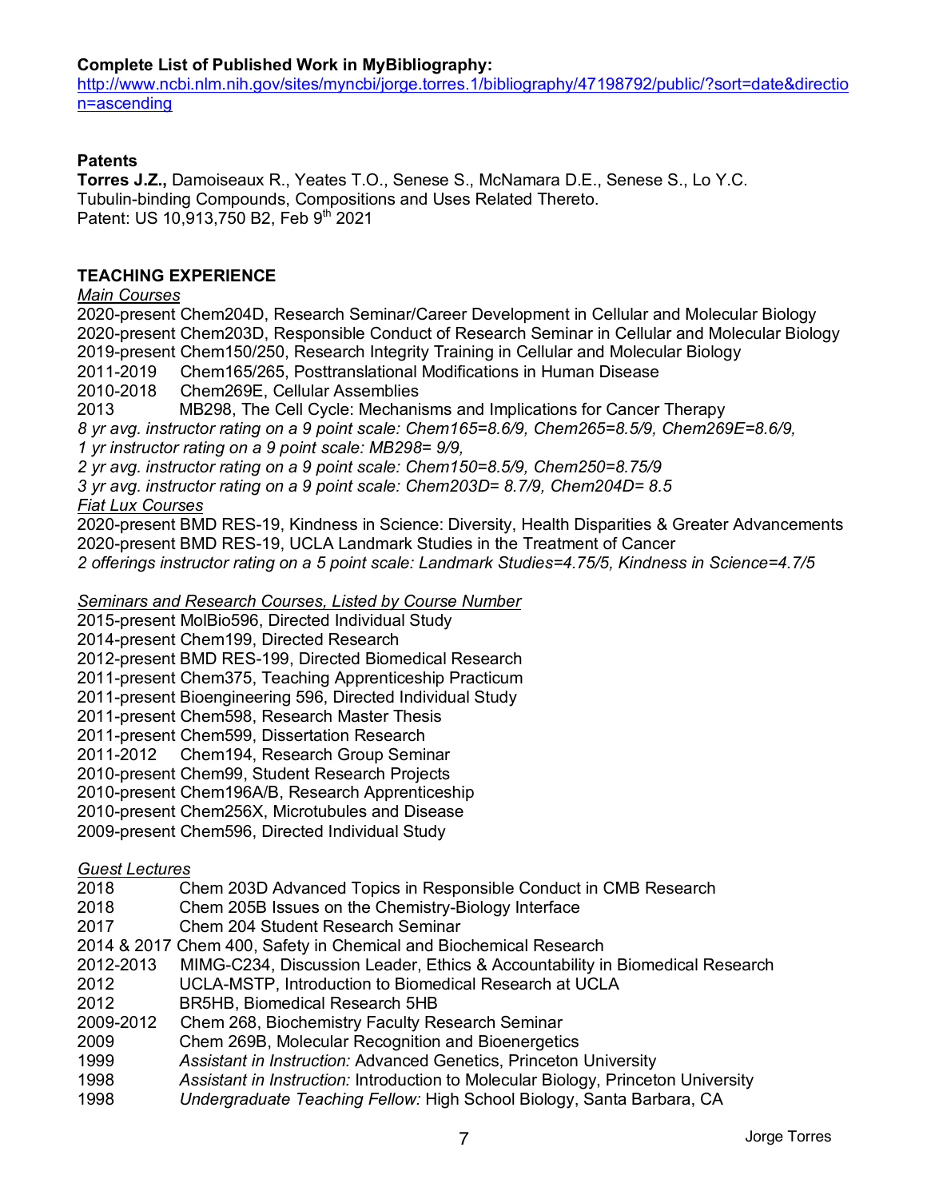**Complete List of Published Work in MyBibliography:**
[http://www.ncbi.nlm.nih.gov/sites/myncbi/jorge.torres.1/bibliography/47198792/public/?sort=date&direction=ascending](http://www.ncbi.nlm.nih.gov/sites/myncbi/jorge.torres.1/bibliography/47198792/public/?sort=date&direction=ascending)

**Patents**

**Torres J.Z.,** Damoiseaux R., Yeates T.O., Senese S., McNamara D.E., Senese S., Lo Y.C.
Tubulin-binding Compounds, Compositions and Uses Related Thereto.
Patent: US 10,913,750 B2, Feb 9th 2021

**TEACHING EXPERIENCE**

*Main Courses*

2020-present Chem204D, Research Seminar/Career Development in Cellular and Molecular Biology
2020-present Chem203D, Responsible Conduct of Research Seminar in Cellular and Molecular Biology
2019-present Chem150/250, Research Integrity Training in Cellular and Molecular Biology
2011-2019 Chem165/265, Posttranslational Modifications in Human Disease
2010-2018 Chem269E, Cellular Assemblies
2013 MB298, The Cell Cycle: Mechanisms and Implications for Cancer Therapy
*8 yr avg. instructor rating on a 9 point scale: Chem165=8.6/9, Chem265=8.5/9, Chem269E=8.6/9,*
*1 yr instructor rating on a 9 point scale: MB298= 9/9,*
*2 yr avg. instructor rating on a 9 point scale: Chem150=8.5/9, Chem250=8.75/9*
*3 yr avg. instructor rating on a 9 point scale: Chem203D= 8.7/9, Chem204D= 8.5*

*Fiat Lux Courses*

2020-present BMD RES-19, Kindness in Science: Diversity, Health Disparities & Greater Advancements
2020-present BMD RES-19, UCLA Landmark Studies in the Treatment of Cancer
*2 offerings instructor rating on a 5 point scale: Landmark Studies=4.75/5, Kindness in Science=4.7/5*

*Seminars and Research Courses, Listed by Course Number*

2015-present MolBio596, Directed Individual Study
2014-present Chem199, Directed Research
2012-present BMD RES-199, Directed Biomedical Research
2011-present Chem375, Teaching Apprenticeship Practicum
2011-present Bioengineering 596, Directed Individual Study
2011-present Chem598, Research Master Thesis
2011-present Chem599, Dissertation Research
2011-2012 Chem194, Research Group Seminar
2010-present Chem99, Student Research Projects
2010-present Chem196A/B, Research Apprenticeship
2010-present Chem256X, Microtubules and Disease
2009-present Chem596, Directed Individual Study

*Guest Lectures*

2018 Chem 203D Advanced Topics in Responsible Conduct in CMB Research
2018 Chem 205B Issues on the Chemistry-Biology Interface
2017 Chem 204 Student Research Seminar
2014 & 2017 Chem 400, Safety in Chemical and Biochemical Research
2012-2013 MIMG-C234, Discussion Leader, Ethics & Accountability in Biomedical Research
2012 UCLA-MSTP, Introduction to Biomedical Research at UCLA
2012 BR5HB, Biomedical Research 5HB
2009-2012 Chem 268, Biochemistry Faculty Research Seminar
2009 Chem 269B, Molecular Recognition and Bioenergetics
1999 *Assistant in Instruction:* Advanced Genetics, Princeton University
1998 *Assistant in Instruction:* Introduction to Molecular Biology, Princeton University
1998 *Undergraduate Teaching Fellow:* High School Biology, Santa Barbara, CA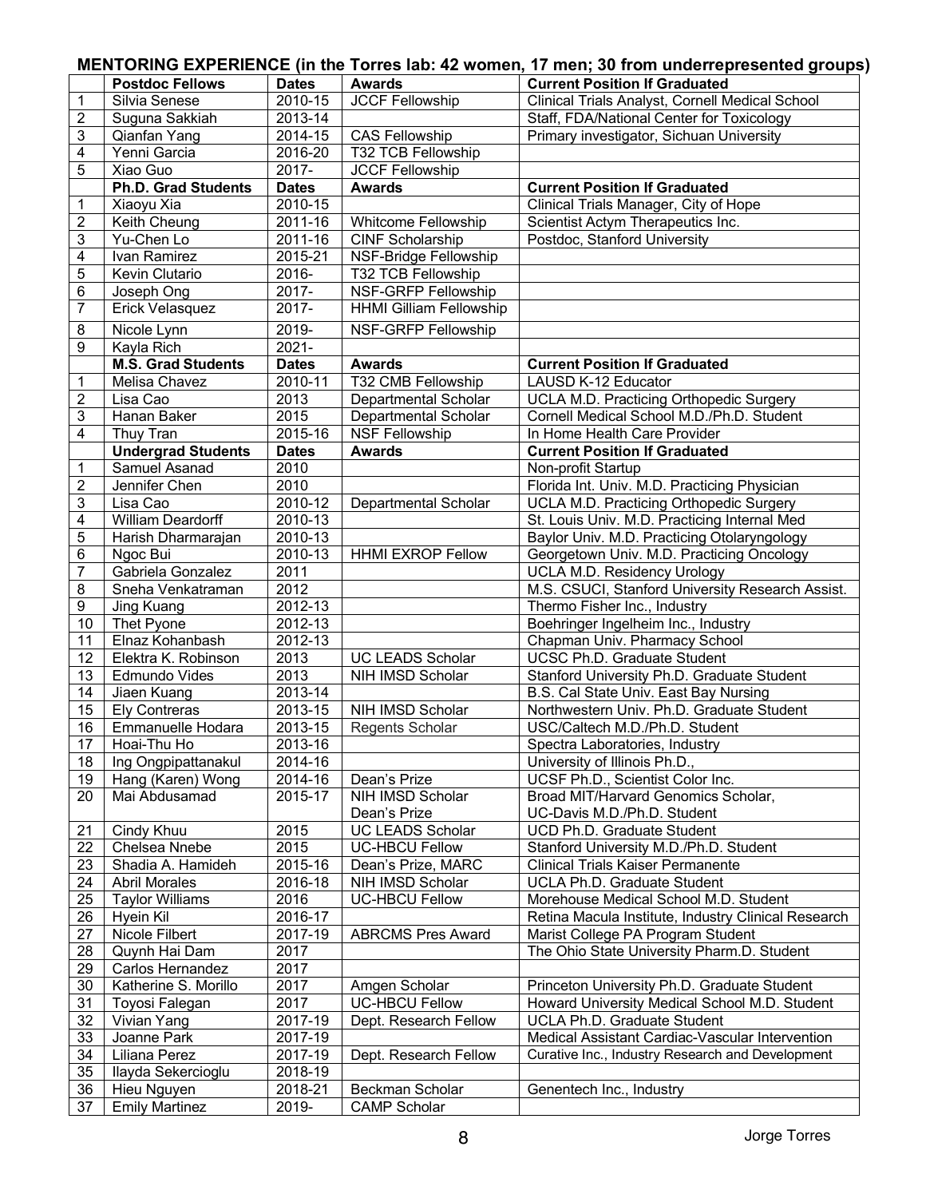## MENTORING EXPERIENCE (in the Torres lab: 42 women, 17 men; 30 from underrepresented groups)

| | **Postdoc Fellows** | **Dates** | **Awards** | **Current Position If Graduated** |
|---|---|---|---|---|
| 1 | Silvia Senese | 2010-15 | JCCF Fellowship | Clinical Trials Analyst, Cornell Medical School |
| 2 | Suguna Sakkiah | 2013-14 | | Staff, FDA/National Center for Toxicology |
| 3 | Qianfan Yang | 2014-15 | CAS Fellowship | Primary investigator, Sichuan University |
| 4 | Yenni Garcia | 2016-20 | T32 TCB Fellowship | |
| 5 | Xiao Guo | 2017- | JCCF Fellowship | |
| | **Ph.D. Grad Students** | **Dates** | **Awards** | **Current Position If Graduated** |
| 1 | Xiaoyu Xia | 2010-15 | | Clinical Trials Manager, City of Hope |
| 2 | Keith Cheung | 2011-16 | Whitcome Fellowship | Scientist Actym Therapeutics Inc. |
| 3 | Yu-Chen Lo | 2011-16 | CINF Scholarship | Postdoc, Stanford University |
| 4 | Ivan Ramirez | 2015-21 | NSF-Bridge Fellowship | |
| 5 | Kevin Clutario | 2016- | T32 TCB Fellowship | |
| 6 | Joseph Ong | 2017- | NSF-GRFP Fellowship | |
| 7 | Erick Velasquez | 2017- | HHMI Gilliam Fellowship | |
| 8 | Nicole Lynn | 2019- | NSF-GRFP Fellowship | |
| 9 | Kayla Rich | 2021- | | |
| | **M.S. Grad Students** | **Dates** | **Awards** | **Current Position If Graduated** |
| 1 | Melisa Chavez | 2010-11 | T32 CMB Fellowship | LAUSD K-12 Educator |
| 2 | Lisa Cao | 2013 | Departmental Scholar | UCLA M.D. Practicing Orthopedic Surgery |
| 3 | Hanan Baker | 2015 | Departmental Scholar | Cornell Medical School M.D./Ph.D. Student |
| 4 | Thuy Tran | 2015-16 | NSF Fellowship | In Home Health Care Provider |
| | **Undergrad Students** | **Dates** | **Awards** | **Current Position If Graduated** |
| 1 | Samuel Asanad | 2010 | | Non-profit Startup |
| 2 | Jennifer Chen | 2010 | | Florida Int. Univ. M.D. Practicing Physician |
| 3 | Lisa Cao | 2010-12 | Departmental Scholar | UCLA M.D. Practicing Orthopedic Surgery |
| 4 | William Deardorff | 2010-13 | | St. Louis Univ. M.D. Practicing Internal Med |
| 5 | Harish Dharmarajan | 2010-13 | | Baylor Univ. M.D. Practicing Otolaryngology |
| 6 | Ngoc Bui | 2010-13 | HHMI EXROP Fellow | Georgetown Univ. M.D. Practicing Oncology |
| 7 | Gabriela Gonzalez | 2011 | | UCLA M.D. Residency Urology |
| 8 | Sneha Venkatraman | 2012 | | M.S. CSUCI, Stanford University Research Assist. |
| 9 | Jing Kuang | 2012-13 | | Thermo Fisher Inc., Industry |
| 10 | Thet Pyone | 2012-13 | | Boehringer Ingelheim Inc., Industry |
| 11 | Elnaz Kohanbash | 2012-13 | | Chapman Univ. Pharmacy School |
| 12 | Elektra K. Robinson | 2013 | UC LEADS Scholar | UCSC Ph.D. Graduate Student |
| 13 | Edmundo Vides | 2013 | NIH IMSD Scholar | Stanford University Ph.D. Graduate Student |
| 14 | Jiaen Kuang | 2013-14 | | B.S. Cal State Univ. East Bay Nursing |
| 15 | Ely Contreras | 2013-15 | NIH IMSD Scholar | Northwestern Univ. Ph.D. Graduate Student |
| 16 | Emmanuelle Hodara | 2013-15 | Regents Scholar | USC/Caltech M.D./Ph.D. Student |
| 17 | Hoai-Thu Ho | 2013-16 | | Spectra Laboratories, Industry |
| 18 | Ing Ongpipattanakul | 2014-16 | | University of Illinois Ph.D., |
| 19 | Hang (Karen) Wong | 2014-16 | Dean's Prize | UCSF Ph.D., Scientist Color Inc. |
| 20 | Mai Abdusamad | 2015-17 | NIH IMSD Scholar Dean's Prize | Broad MIT/Harvard Genomics Scholar, UC-Davis M.D./Ph.D. Student |
| 21 | Cindy Khuu | 2015 | UC LEADS Scholar | UCD Ph.D. Graduate Student |
| 22 | Chelsea Nnebe | 2015 | UC-HBCU Fellow | Stanford University M.D./Ph.D. Student |
| 23 | Shadia A. Hamideh | 2015-16 | Dean's Prize, MARC | Clinical Trials Kaiser Permanente |
| 24 | Abril Morales | 2016-18 | NIH IMSD Scholar | UCLA Ph.D. Graduate Student |
| 25 | Taylor Williams | 2016 | UC-HBCU Fellow | Morehouse Medical School M.D. Student |
| 26 | Hyein Kil | 2016-17 | | Retina Macula Institute, Industry Clinical Research |
| 27 | Nicole Filbert | 2017-19 | ABRCMS Pres Award | Marist College PA Program Student |
| 28 | Quynh Hai Dam | 2017 | | The Ohio State University Pharm.D. Student |
| 29 | Carlos Hernandez | 2017 | | |
| 30 | Katherine S. Morillo | 2017 | Amgen Scholar | Princeton University Ph.D. Graduate Student |
| 31 | Toyosi Falegan | 2017 | UC-HBCU Fellow | Howard University Medical School M.D. Student |
| 32 | Vivian Yang | 2017-19 | Dept. Research Fellow | UCLA Ph.D. Graduate Student |
| 33 | Joanne Park | 2017-19 | | Medical Assistant Cardiac-Vascular Intervention |
| 34 | Liliana Perez | 2017-19 | Dept. Research Fellow | Curative Inc., Industry Research and Development |
| 35 | Ilayda Sekercioglu | 2018-19 | | |
| 36 | Hieu Nguyen | 2018-21 | Beckman Scholar | Genentech Inc., Industry |
| 37 | Emily Martinez | 2019- | CAMP Scholar | |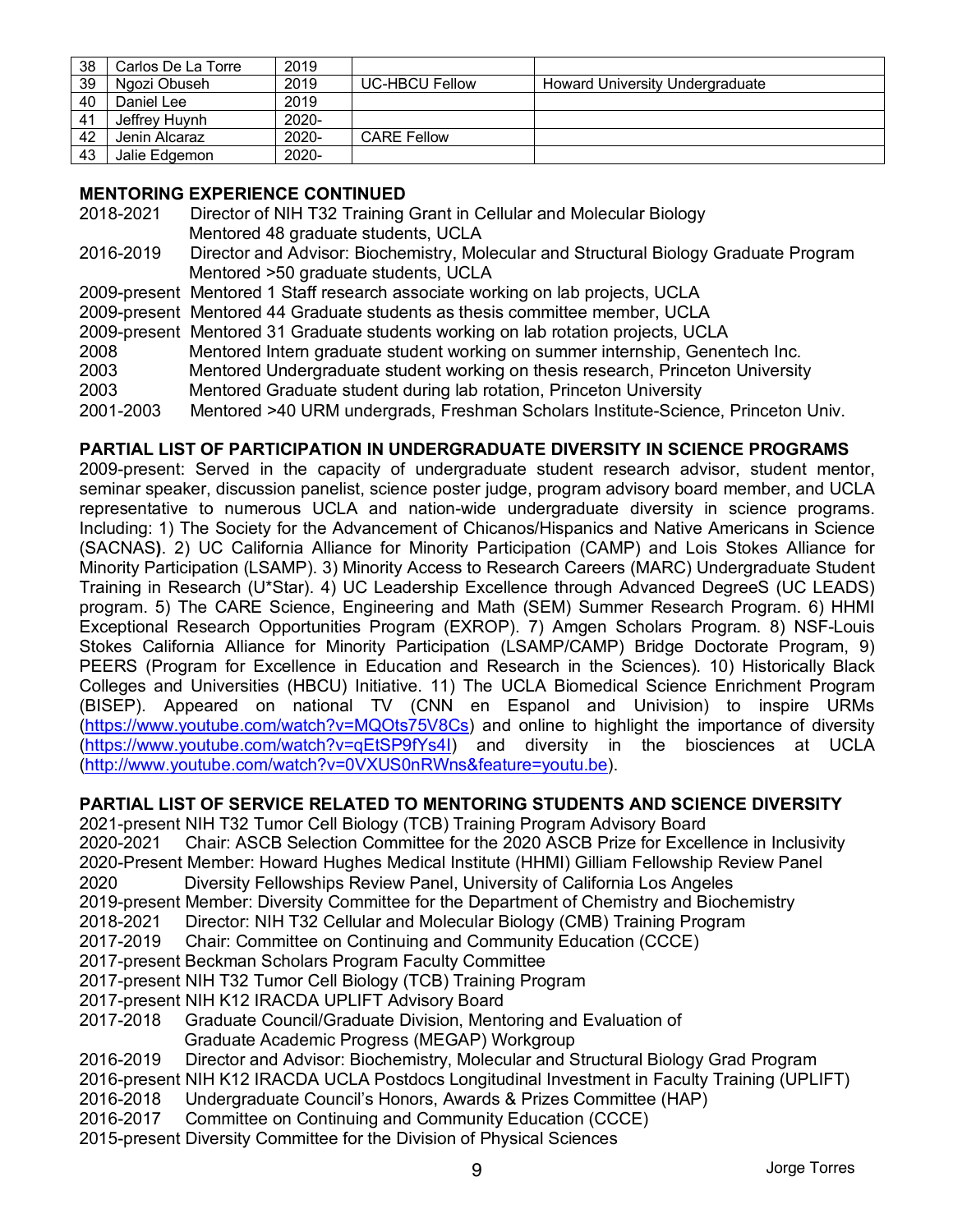| 38 | Carlos De La Torre | 2019 | | |
|---|---|---|---|---|
| 39 | Ngozi Obuseh | 2019 | UC-HBCU Fellow | Howard University Undergraduate |
| 40 | Daniel Lee | 2019 | | |
| 41 | Jeffrey Huynh | 2020- | | |
| 42 | Jenin Alcaraz | 2020- | CARE Fellow | |
| 43 | Jalie Edgemon | 2020- | | |

**MENTORING EXPERIENCE CONTINUED**

2018-2021 Director of NIH T32 Training Grant in Cellular and Molecular Biology
Mentored 48 graduate students, UCLA

2016-2019 Director and Advisor: Biochemistry, Molecular and Structural Biology Graduate Program
Mentored >50 graduate students, UCLA

2009-present Mentored 1 Staff research associate working on lab projects, UCLA

2009-present Mentored 44 Graduate students as thesis committee member, UCLA

2009-present Mentored 31 Graduate students working on lab rotation projects, UCLA

2008 Mentored Intern graduate student working on summer internship, Genentech Inc.

2003 Mentored Undergraduate student working on thesis research, Princeton University

2003 Mentored Graduate student during lab rotation, Princeton University

2001-2003 Mentored >40 URM undergrads, Freshman Scholars Institute-Science, Princeton Univ.

**PARTIAL LIST OF PARTICIPATION IN UNDERGRADUATE DIVERSITY IN SCIENCE PROGRAMS**

2009-present: Served in the capacity of undergraduate student research advisor, student mentor, seminar speaker, discussion panelist, science poster judge, program advisory board member, and UCLA representative to numerous UCLA and nation-wide undergraduate diversity in science programs. Including: 1) The Society for the Advancement of Chicanos/Hispanics and Native Americans in Science (SACNAS**)**. 2) UC California Alliance for Minority Participation (CAMP) and Lois Stokes Alliance for Minority Participation (LSAMP). 3) Minority Access to Research Careers (MARC) Undergraduate Student Training in Research (U*Star). 4) UC Leadership Excellence through Advanced DegreeS (UC LEADS) program. 5) The CARE Science, Engineering and Math (SEM) Summer Research Program. 6) HHMI Exceptional Research Opportunities Program (EXROP). 7) Amgen Scholars Program. 8) NSF-Louis Stokes California Alliance for Minority Participation (LSAMP/CAMP) Bridge Doctorate Program, 9) PEERS (Program for Excellence in Education and Research in the Sciences). 10) Historically Black Colleges and Universities (HBCU) Initiative. 11) The UCLA Biomedical Science Enrichment Program (BISEP). Appeared on national TV (CNN en Espanol and Univision) to inspire URMs (https://www.youtube.com/watch?v=MQOts75V8Cs) and online to highlight the importance of diversity (https://www.youtube.com/watch?v=qEtSP9fYs4I) and diversity in the biosciences at UCLA (http://www.youtube.com/watch?v=0VXUS0nRWns&feature=youtu.be).

**PARTIAL LIST OF SERVICE RELATED TO MENTORING STUDENTS AND SCIENCE DIVERSITY**

2021-present NIH T32 Tumor Cell Biology (TCB) Training Program Advisory Board

2020-2021 Chair: ASCB Selection Committee for the 2020 ASCB Prize for Excellence in Inclusivity

2020-Present Member: Howard Hughes Medical Institute (HHMI) Gilliam Fellowship Review Panel

2020 Diversity Fellowships Review Panel, University of California Los Angeles

2019-present Member: Diversity Committee for the Department of Chemistry and Biochemistry

2018-2021 Director: NIH T32 Cellular and Molecular Biology (CMB) Training Program

2017-2019 Chair: Committee on Continuing and Community Education (CCCE)

2017-present Beckman Scholars Program Faculty Committee

2017-present NIH T32 Tumor Cell Biology (TCB) Training Program

2017-present NIH K12 IRACDA UPLIFT Advisory Board

2017-2018 Graduate Council/Graduate Division, Mentoring and Evaluation of
Graduate Academic Progress (MEGAP) Workgroup

2016-2019 Director and Advisor: Biochemistry, Molecular and Structural Biology Grad Program

2016-present NIH K12 IRACDA UCLA Postdocs Longitudinal Investment in Faculty Training (UPLIFT)

2016-2018 Undergraduate Council's Honors, Awards & Prizes Committee (HAP)

2016-2017 Committee on Continuing and Community Education (CCCE)

2015-present Diversity Committee for the Division of Physical Sciences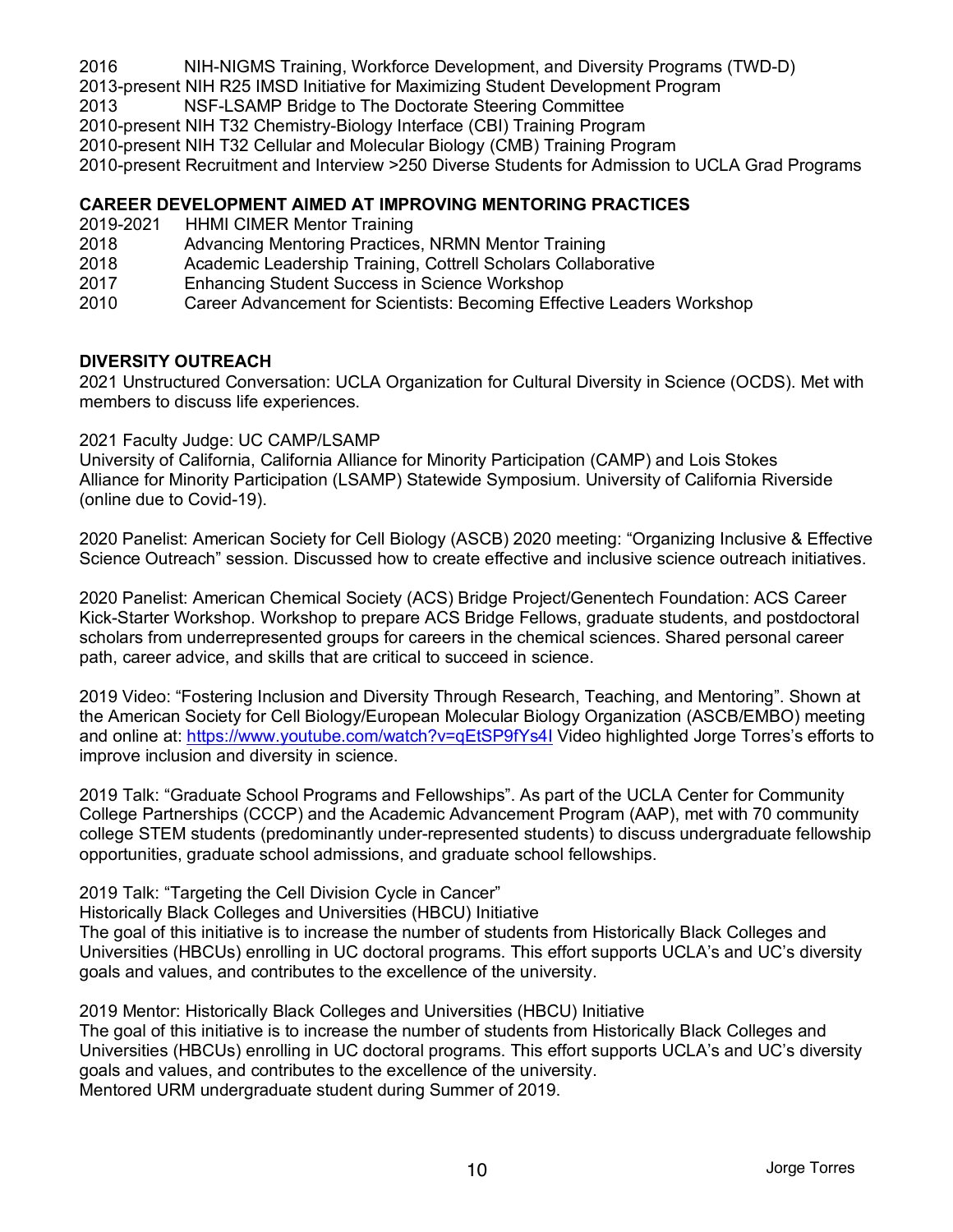2016 NIH-NIGMS Training, Workforce Development, and Diversity Programs (TWD-D)
2013-present NIH R25 IMSD Initiative for Maximizing Student Development Program
2013 NSF-LSAMP Bridge to The Doctorate Steering Committee
2010-present NIH T32 Chemistry-Biology Interface (CBI) Training Program
2010-present NIH T32 Cellular and Molecular Biology (CMB) Training Program
2010-present Recruitment and Interview >250 Diverse Students for Admission to UCLA Grad Programs

**CAREER DEVELOPMENT AIMED AT IMPROVING MENTORING PRACTICES**

2019-2021 HHMI CIMER Mentor Training
2018 Advancing Mentoring Practices, NRMN Mentor Training
2018 Academic Leadership Training, Cottrell Scholars Collaborative
2017 Enhancing Student Success in Science Workshop
2010 Career Advancement for Scientists: Becoming Effective Leaders Workshop

**DIVERSITY OUTREACH**

2021 Unstructured Conversation: UCLA Organization for Cultural Diversity in Science (OCDS). Met with members to discuss life experiences.

2021 Faculty Judge: UC CAMP/LSAMP
University of California, California Alliance for Minority Participation (CAMP) and Lois Stokes Alliance for Minority Participation (LSAMP) Statewide Symposium. University of California Riverside (online due to Covid-19).

2020 Panelist: American Society for Cell Biology (ASCB) 2020 meeting: "Organizing Inclusive & Effective Science Outreach" session. Discussed how to create effective and inclusive science outreach initiatives.

2020 Panelist: American Chemical Society (ACS) Bridge Project/Genentech Foundation: ACS Career Kick-Starter Workshop. Workshop to prepare ACS Bridge Fellows, graduate students, and postdoctoral scholars from underrepresented groups for careers in the chemical sciences. Shared personal career path, career advice, and skills that are critical to succeed in science.

2019 Video: "Fostering Inclusion and Diversity Through Research, Teaching, and Mentoring". Shown at the American Society for Cell Biology/European Molecular Biology Organization (ASCB/EMBO) meeting and online at: https://www.youtube.com/watch?v=qEtSP9fYs4I Video highlighted Jorge Torres's efforts to improve inclusion and diversity in science.

2019 Talk: "Graduate School Programs and Fellowships". As part of the UCLA Center for Community College Partnerships (CCCP) and the Academic Advancement Program (AAP), met with 70 community college STEM students (predominantly under-represented students) to discuss undergraduate fellowship opportunities, graduate school admissions, and graduate school fellowships.

2019 Talk: "Targeting the Cell Division Cycle in Cancer"
Historically Black Colleges and Universities (HBCU) Initiative
The goal of this initiative is to increase the number of students from Historically Black Colleges and Universities (HBCUs) enrolling in UC doctoral programs. This effort supports UCLA's and UC's diversity goals and values, and contributes to the excellence of the university.

2019 Mentor: Historically Black Colleges and Universities (HBCU) Initiative
The goal of this initiative is to increase the number of students from Historically Black Colleges and Universities (HBCUs) enrolling in UC doctoral programs. This effort supports UCLA's and UC's diversity goals and values, and contributes to the excellence of the university.
Mentored URM undergraduate student during Summer of 2019.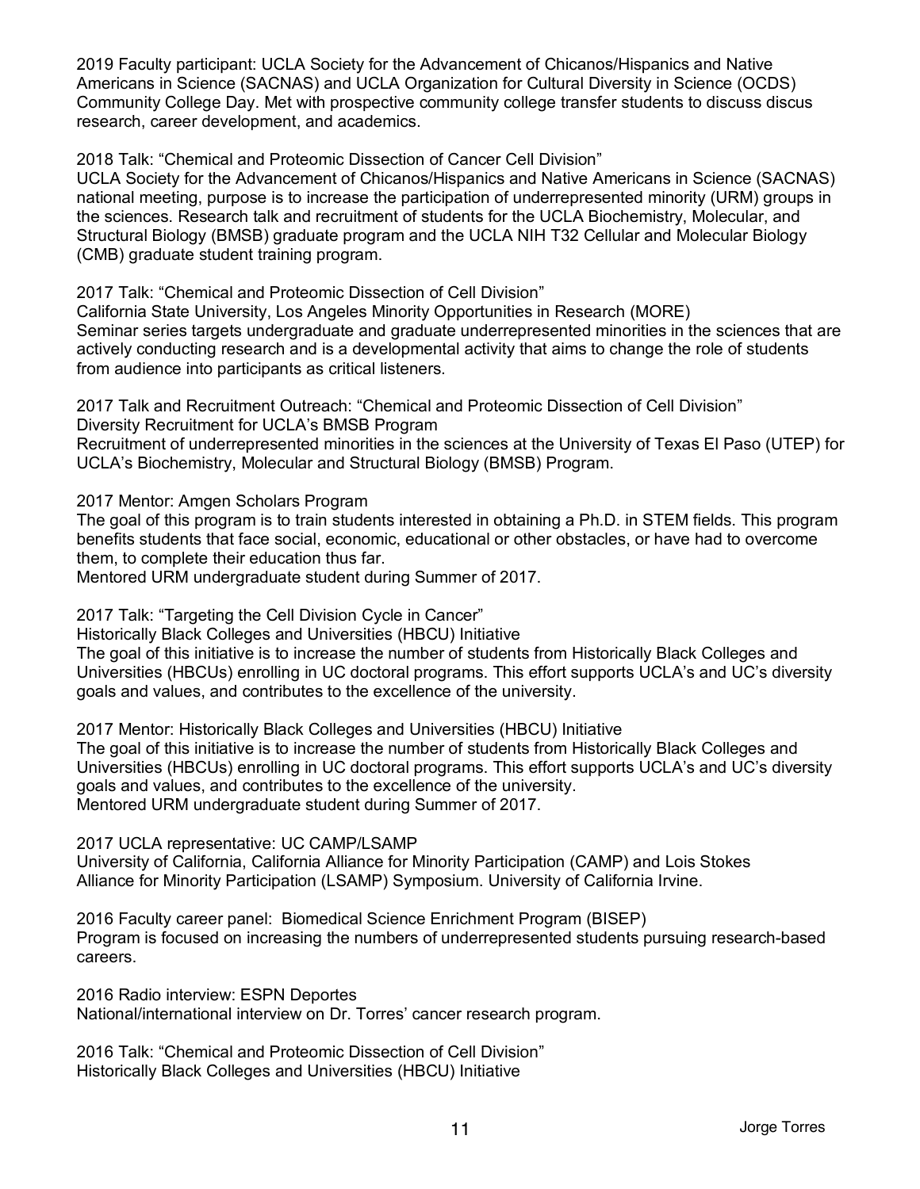2019 Faculty participant: UCLA Society for the Advancement of Chicanos/Hispanics and Native Americans in Science (SACNAS) and UCLA Organization for Cultural Diversity in Science (OCDS) Community College Day. Met with prospective community college transfer students to discuss discus research, career development, and academics.

2018 Talk: "Chemical and Proteomic Dissection of Cancer Cell Division"
UCLA Society for the Advancement of Chicanos/Hispanics and Native Americans in Science (SACNAS) national meeting, purpose is to increase the participation of underrepresented minority (URM) groups in the sciences. Research talk and recruitment of students for the UCLA Biochemistry, Molecular, and Structural Biology (BMSB) graduate program and the UCLA NIH T32 Cellular and Molecular Biology (CMB) graduate student training program.

2017 Talk: "Chemical and Proteomic Dissection of Cell Division"
California State University, Los Angeles Minority Opportunities in Research (MORE)
Seminar series targets undergraduate and graduate underrepresented minorities in the sciences that are actively conducting research and is a developmental activity that aims to change the role of students from audience into participants as critical listeners.

2017 Talk and Recruitment Outreach: "Chemical and Proteomic Dissection of Cell Division"
Diversity Recruitment for UCLA's BMSB Program
Recruitment of underrepresented minorities in the sciences at the University of Texas El Paso (UTEP) for UCLA's Biochemistry, Molecular and Structural Biology (BMSB) Program.

2017 Mentor: Amgen Scholars Program
The goal of this program is to train students interested in obtaining a Ph.D. in STEM fields. This program benefits students that face social, economic, educational or other obstacles, or have had to overcome them, to complete their education thus far.
Mentored URM undergraduate student during Summer of 2017.

2017 Talk: "Targeting the Cell Division Cycle in Cancer"
Historically Black Colleges and Universities (HBCU) Initiative
The goal of this initiative is to increase the number of students from Historically Black Colleges and Universities (HBCUs) enrolling in UC doctoral programs. This effort supports UCLA's and UC's diversity goals and values, and contributes to the excellence of the university.

2017 Mentor: Historically Black Colleges and Universities (HBCU) Initiative
The goal of this initiative is to increase the number of students from Historically Black Colleges and Universities (HBCUs) enrolling in UC doctoral programs. This effort supports UCLA's and UC's diversity goals and values, and contributes to the excellence of the university.
Mentored URM undergraduate student during Summer of 2017.

2017 UCLA representative: UC CAMP/LSAMP
University of California, California Alliance for Minority Participation (CAMP) and Lois Stokes Alliance for Minority Participation (LSAMP) Symposium. University of California Irvine.

2016 Faculty career panel: Biomedical Science Enrichment Program (BISEP)
Program is focused on increasing the numbers of underrepresented students pursuing research-based careers.

2016 Radio interview: ESPN Deportes
National/international interview on Dr. Torres' cancer research program.

2016 Talk: "Chemical and Proteomic Dissection of Cell Division"
Historically Black Colleges and Universities (HBCU) Initiative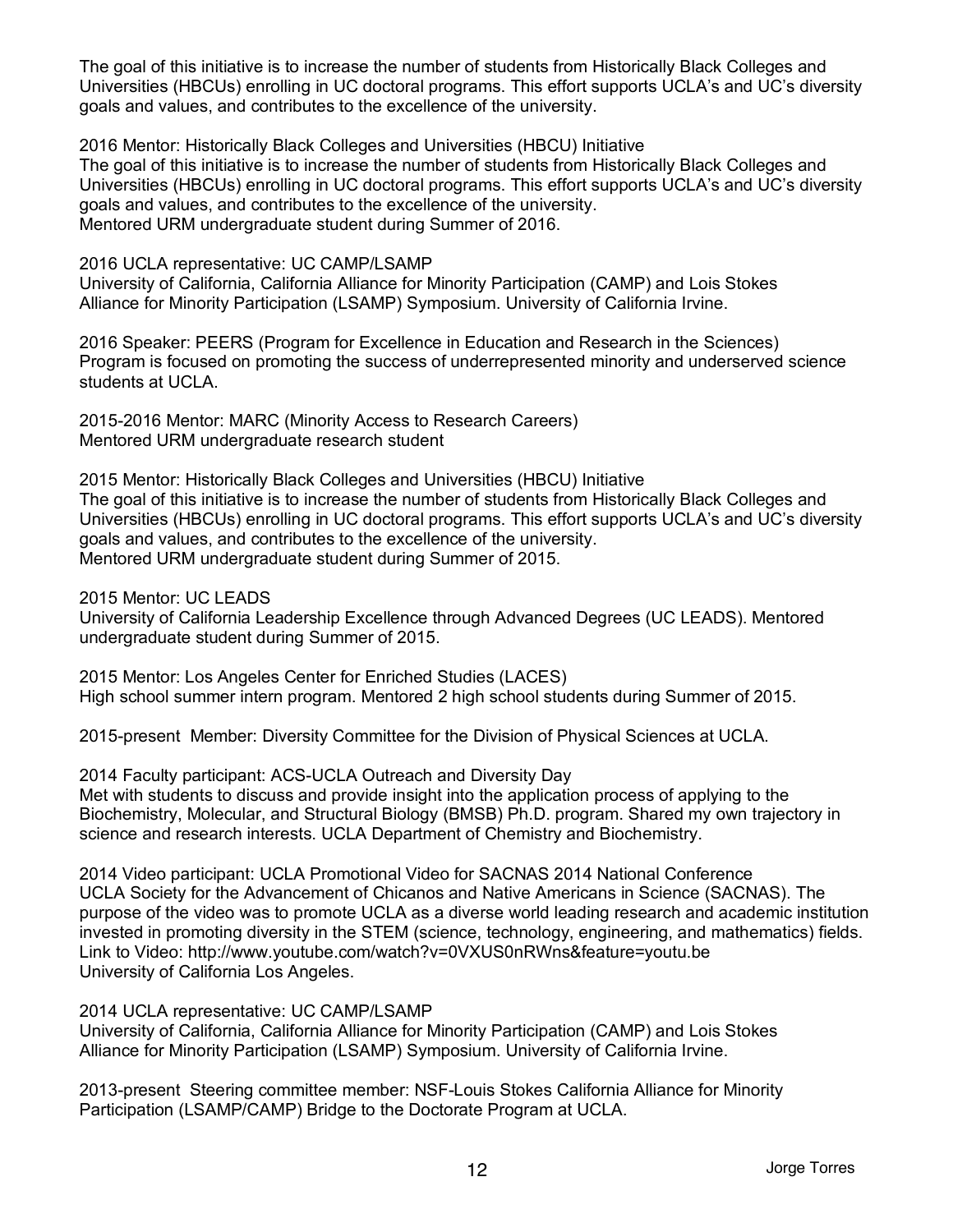The goal of this initiative is to increase the number of students from Historically Black Colleges and Universities (HBCUs) enrolling in UC doctoral programs. This effort supports UCLA's and UC's diversity goals and values, and contributes to the excellence of the university.

2016 Mentor: Historically Black Colleges and Universities (HBCU) Initiative
The goal of this initiative is to increase the number of students from Historically Black Colleges and Universities (HBCUs) enrolling in UC doctoral programs. This effort supports UCLA's and UC's diversity goals and values, and contributes to the excellence of the university.
Mentored URM undergraduate student during Summer of 2016.

2016 UCLA representative: UC CAMP/LSAMP
University of California, California Alliance for Minority Participation (CAMP) and Lois Stokes Alliance for Minority Participation (LSAMP) Symposium. University of California Irvine.

2016 Speaker: PEERS (Program for Excellence in Education and Research in the Sciences)
Program is focused on promoting the success of underrepresented minority and underserved science students at UCLA.

2015-2016 Mentor: MARC (Minority Access to Research Careers)
Mentored URM undergraduate research student

2015 Mentor: Historically Black Colleges and Universities (HBCU) Initiative
The goal of this initiative is to increase the number of students from Historically Black Colleges and Universities (HBCUs) enrolling in UC doctoral programs. This effort supports UCLA's and UC's diversity goals and values, and contributes to the excellence of the university.
Mentored URM undergraduate student during Summer of 2015.

2015 Mentor: UC LEADS
University of California Leadership Excellence through Advanced Degrees (UC LEADS). Mentored undergraduate student during Summer of 2015.

2015 Mentor: Los Angeles Center for Enriched Studies (LACES)
High school summer intern program. Mentored 2 high school students during Summer of 2015.

2015-present Member: Diversity Committee for the Division of Physical Sciences at UCLA.

2014 Faculty participant: ACS-UCLA Outreach and Diversity Day
Met with students to discuss and provide insight into the application process of applying to the Biochemistry, Molecular, and Structural Biology (BMSB) Ph.D. program. Shared my own trajectory in science and research interests. UCLA Department of Chemistry and Biochemistry.

2014 Video participant: UCLA Promotional Video for SACNAS 2014 National Conference
UCLA Society for the Advancement of Chicanos and Native Americans in Science (SACNAS). The purpose of the video was to promote UCLA as a diverse world leading research and academic institution invested in promoting diversity in the STEM (science, technology, engineering, and mathematics) fields.
Link to Video: http://www.youtube.com/watch?v=0VXUS0nRWns&feature=youtu.be
University of California Los Angeles.

2014 UCLA representative: UC CAMP/LSAMP
University of California, California Alliance for Minority Participation (CAMP) and Lois Stokes Alliance for Minority Participation (LSAMP) Symposium. University of California Irvine.

2013-present Steering committee member: NSF-Louis Stokes California Alliance for Minority Participation (LSAMP/CAMP) Bridge to the Doctorate Program at UCLA.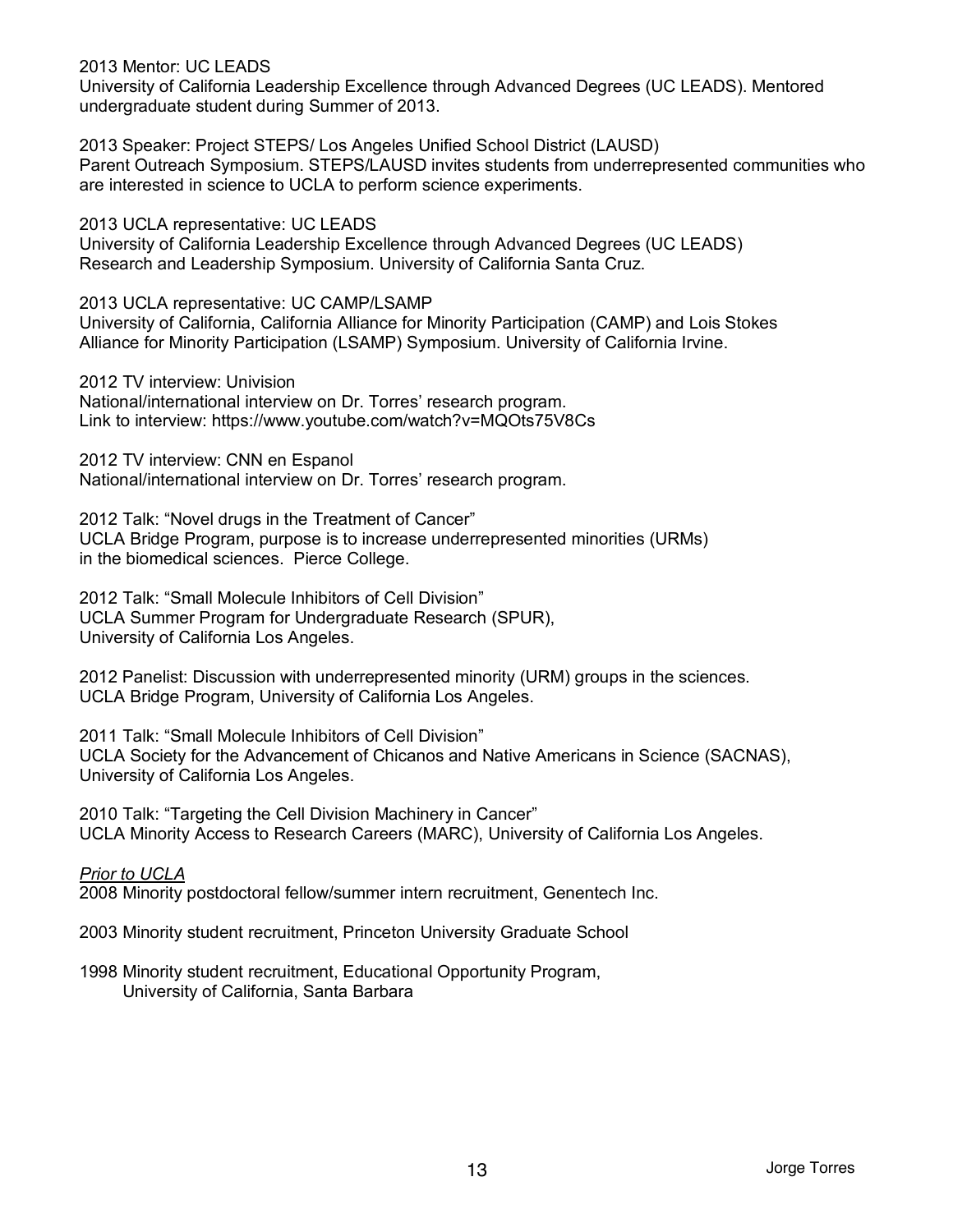2013 Mentor: UC LEADS
University of California Leadership Excellence through Advanced Degrees (UC LEADS). Mentored undergraduate student during Summer of 2013.

2013 Speaker: Project STEPS/ Los Angeles Unified School District (LAUSD)
Parent Outreach Symposium. STEPS/LAUSD invites students from underrepresented communities who are interested in science to UCLA to perform science experiments.

2013 UCLA representative: UC LEADS
University of California Leadership Excellence through Advanced Degrees (UC LEADS) Research and Leadership Symposium. University of California Santa Cruz.

2013 UCLA representative: UC CAMP/LSAMP
University of California, California Alliance for Minority Participation (CAMP) and Lois Stokes Alliance for Minority Participation (LSAMP) Symposium. University of California Irvine.

2012 TV interview: Univision
National/international interview on Dr. Torres' research program.
Link to interview: https://www.youtube.com/watch?v=MQOts75V8Cs

2012 TV interview: CNN en Espanol
National/international interview on Dr. Torres' research program.

2012 Talk: "Novel drugs in the Treatment of Cancer"
UCLA Bridge Program, purpose is to increase underrepresented minorities (URMs) in the biomedical sciences. Pierce College.

2012 Talk: "Small Molecule Inhibitors of Cell Division"
UCLA Summer Program for Undergraduate Research (SPUR), University of California Los Angeles.

2012 Panelist: Discussion with underrepresented minority (URM) groups in the sciences.
UCLA Bridge Program, University of California Los Angeles.

2011 Talk: "Small Molecule Inhibitors of Cell Division"
UCLA Society for the Advancement of Chicanos and Native Americans in Science (SACNAS), University of California Los Angeles.

2010 Talk: "Targeting the Cell Division Machinery in Cancer"
UCLA Minority Access to Research Careers (MARC), University of California Los Angeles.

*Prior to UCLA*

2008 Minority postdoctoral fellow/summer intern recruitment, Genentech Inc.

2003 Minority student recruitment, Princeton University Graduate School

1998 Minority student recruitment, Educational Opportunity Program, University of California, Santa Barbara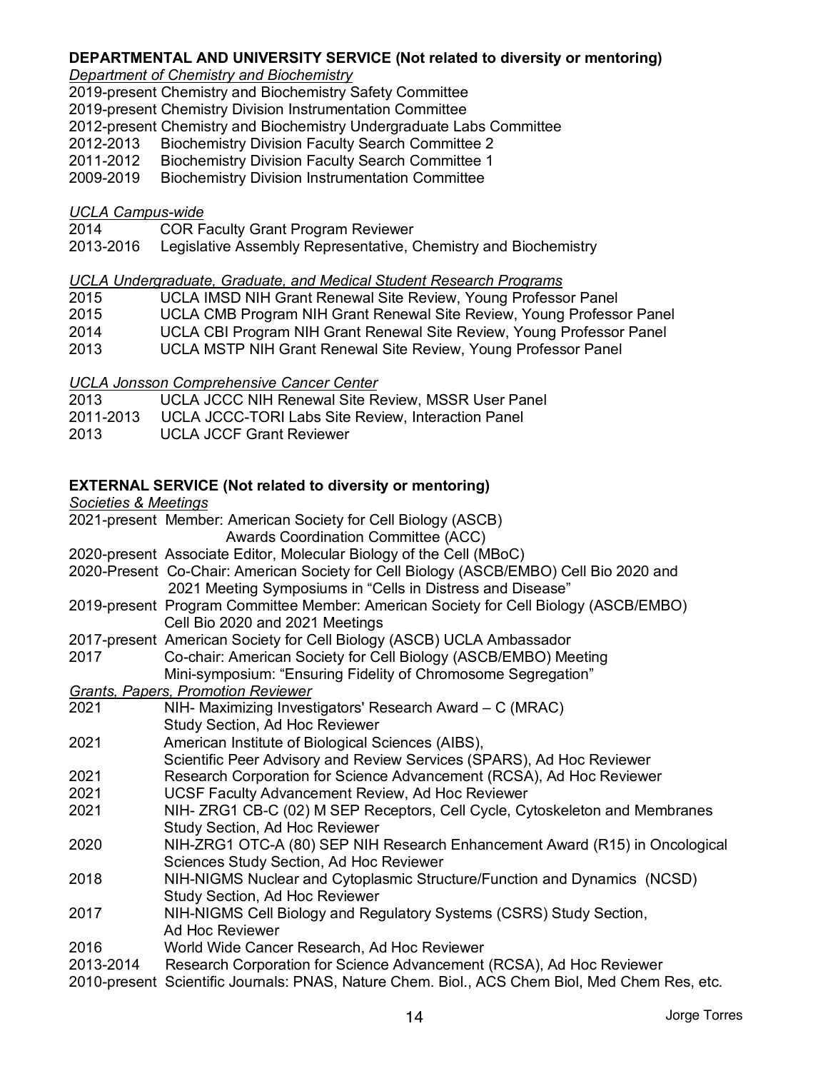## DEPARTMENTAL AND UNIVERSITY SERVICE (Not related to diversity or mentoring)

*Department of Chemistry and Biochemistry*

2019-present Chemistry and Biochemistry Safety Committee
2019-present Chemistry Division Instrumentation Committee
2012-present Chemistry and Biochemistry Undergraduate Labs Committee
2012-2013 Biochemistry Division Faculty Search Committee 2
2011-2012 Biochemistry Division Faculty Search Committee 1
2009-2019 Biochemistry Division Instrumentation Committee

*UCLA Campus-wide*

2014 COR Faculty Grant Program Reviewer
2013-2016 Legislative Assembly Representative, Chemistry and Biochemistry

*UCLA Undergraduate, Graduate, and Medical Student Research Programs*

2015 UCLA IMSD NIH Grant Renewal Site Review, Young Professor Panel
2015 UCLA CMB Program NIH Grant Renewal Site Review, Young Professor Panel
2014 UCLA CBI Program NIH Grant Renewal Site Review, Young Professor Panel
2013 UCLA MSTP NIH Grant Renewal Site Review, Young Professor Panel

*UCLA Jonsson Comprehensive Cancer Center*

2013 UCLA JCCC NIH Renewal Site Review, MSSR User Panel
2011-2013 UCLA JCCC-TORI Labs Site Review, Interaction Panel
2013 UCLA JCCF Grant Reviewer

## EXTERNAL SERVICE (Not related to diversity or mentoring)

*Societies & Meetings*

2021-present Member: American Society for Cell Biology (ASCB) Awards Coordination Committee (ACC)
2020-present Associate Editor, Molecular Biology of the Cell (MBoC)
2020-Present Co-Chair: American Society for Cell Biology (ASCB/EMBO) Cell Bio 2020 and 2021 Meeting Symposiums in "Cells in Distress and Disease"
2019-present Program Committee Member: American Society for Cell Biology (ASCB/EMBO) Cell Bio 2020 and 2021 Meetings
2017-present American Society for Cell Biology (ASCB) UCLA Ambassador
2017 Co-chair: American Society for Cell Biology (ASCB/EMBO) Meeting Mini-symposium: "Ensuring Fidelity of Chromosome Segregation"

*Grants, Papers, Promotion Reviewer*

2021 NIH- Maximizing Investigators' Research Award – C (MRAC) Study Section, Ad Hoc Reviewer
2021 American Institute of Biological Sciences (AIBS), Scientific Peer Advisory and Review Services (SPARS), Ad Hoc Reviewer
2021 Research Corporation for Science Advancement (RCSA), Ad Hoc Reviewer
2021 UCSF Faculty Advancement Review, Ad Hoc Reviewer
2021 NIH- ZRG1 CB-C (02) M SEP Receptors, Cell Cycle, Cytoskeleton and Membranes Study Section, Ad Hoc Reviewer
2020 NIH-ZRG1 OTC-A (80) SEP NIH Research Enhancement Award (R15) in Oncological Sciences Study Section, Ad Hoc Reviewer
2018 NIH-NIGMS Nuclear and Cytoplasmic Structure/Function and Dynamics (NCSD) Study Section, Ad Hoc Reviewer
2017 NIH-NIGMS Cell Biology and Regulatory Systems (CSRS) Study Section, Ad Hoc Reviewer
2016 World Wide Cancer Research, Ad Hoc Reviewer
2013-2014 Research Corporation for Science Advancement (RCSA), Ad Hoc Reviewer
2010-present Scientific Journals: PNAS, Nature Chem. Biol., ACS Chem Biol, Med Chem Res, etc.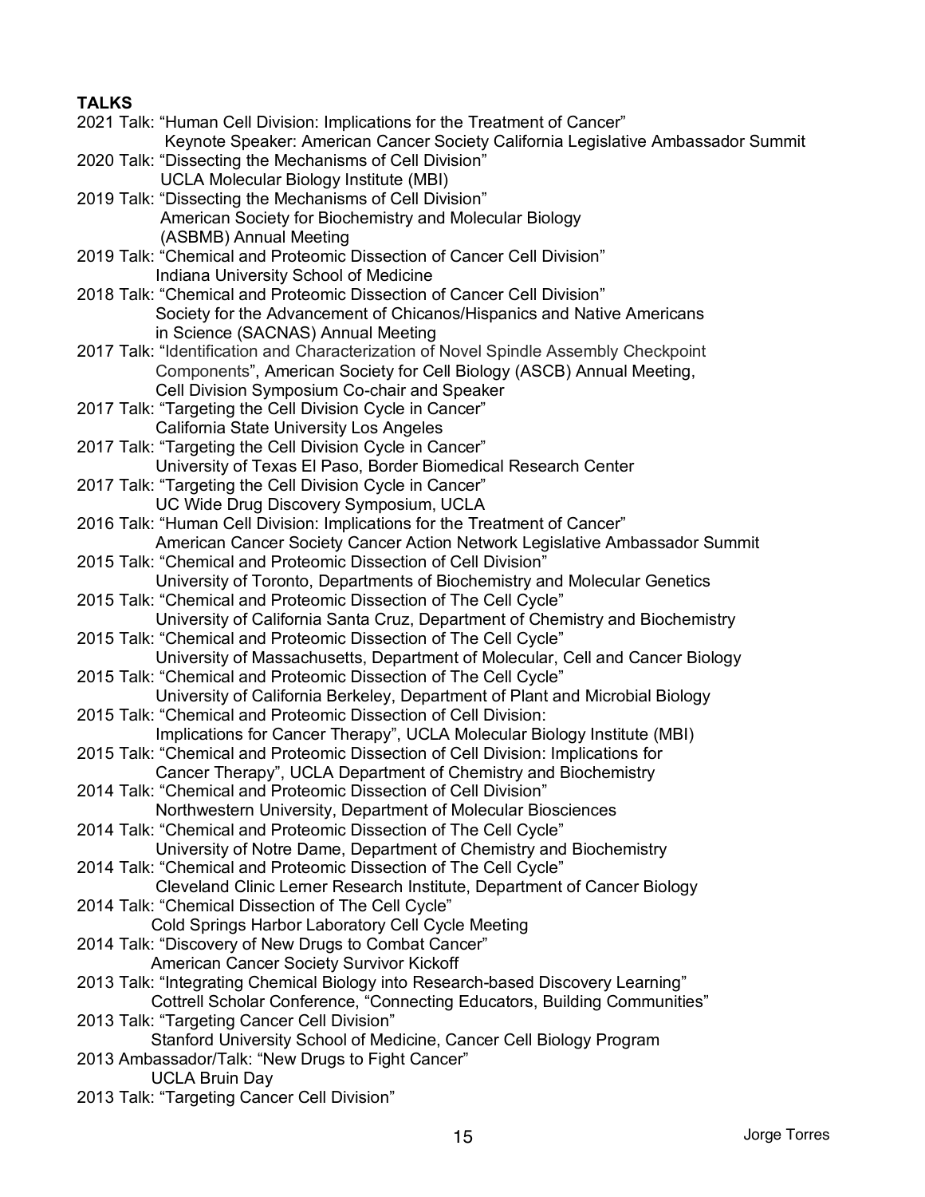**TALKS**

2021 Talk: "Human Cell Division: Implications for the Treatment of Cancer"
Keynote Speaker: American Cancer Society California Legislative Ambassador Summit

2020 Talk: "Dissecting the Mechanisms of Cell Division"
UCLA Molecular Biology Institute (MBI)

2019 Talk: "Dissecting the Mechanisms of Cell Division"
American Society for Biochemistry and Molecular Biology
(ASBMB) Annual Meeting

2019 Talk: "Chemical and Proteomic Dissection of Cancer Cell Division"
Indiana University School of Medicine

2018 Talk: "Chemical and Proteomic Dissection of Cancer Cell Division"
Society for the Advancement of Chicanos/Hispanics and Native Americans
in Science (SACNAS) Annual Meeting

2017 Talk: "Identification and Characterization of Novel Spindle Assembly Checkpoint
Components", American Society for Cell Biology (ASCB) Annual Meeting,
Cell Division Symposium Co-chair and Speaker

2017 Talk: "Targeting the Cell Division Cycle in Cancer"
California State University Los Angeles

2017 Talk: "Targeting the Cell Division Cycle in Cancer"
University of Texas El Paso, Border Biomedical Research Center

2017 Talk: "Targeting the Cell Division Cycle in Cancer"
UC Wide Drug Discovery Symposium, UCLA

2016 Talk: "Human Cell Division: Implications for the Treatment of Cancer"
American Cancer Society Cancer Action Network Legislative Ambassador Summit

2015 Talk: "Chemical and Proteomic Dissection of Cell Division"
University of Toronto, Departments of Biochemistry and Molecular Genetics

2015 Talk: "Chemical and Proteomic Dissection of The Cell Cycle"
University of California Santa Cruz, Department of Chemistry and Biochemistry

2015 Talk: "Chemical and Proteomic Dissection of The Cell Cycle"
University of Massachusetts, Department of Molecular, Cell and Cancer Biology

2015 Talk: "Chemical and Proteomic Dissection of The Cell Cycle"
University of California Berkeley, Department of Plant and Microbial Biology

2015 Talk: "Chemical and Proteomic Dissection of Cell Division:
Implications for Cancer Therapy", UCLA Molecular Biology Institute (MBI)

2015 Talk: "Chemical and Proteomic Dissection of Cell Division: Implications for
Cancer Therapy", UCLA Department of Chemistry and Biochemistry

2014 Talk: "Chemical and Proteomic Dissection of Cell Division"
Northwestern University, Department of Molecular Biosciences

2014 Talk: "Chemical and Proteomic Dissection of The Cell Cycle"
University of Notre Dame, Department of Chemistry and Biochemistry

2014 Talk: "Chemical and Proteomic Dissection of The Cell Cycle"
Cleveland Clinic Lerner Research Institute, Department of Cancer Biology

2014 Talk: "Chemical Dissection of The Cell Cycle"
Cold Springs Harbor Laboratory Cell Cycle Meeting

2014 Talk: "Discovery of New Drugs to Combat Cancer"
American Cancer Society Survivor Kickoff

2013 Talk: "Integrating Chemical Biology into Research-based Discovery Learning"
Cottrell Scholar Conference, "Connecting Educators, Building Communities"

2013 Talk: "Targeting Cancer Cell Division"
Stanford University School of Medicine, Cancer Cell Biology Program

2013 Ambassador/Talk: "New Drugs to Fight Cancer"
UCLA Bruin Day

2013 Talk: "Targeting Cancer Cell Division"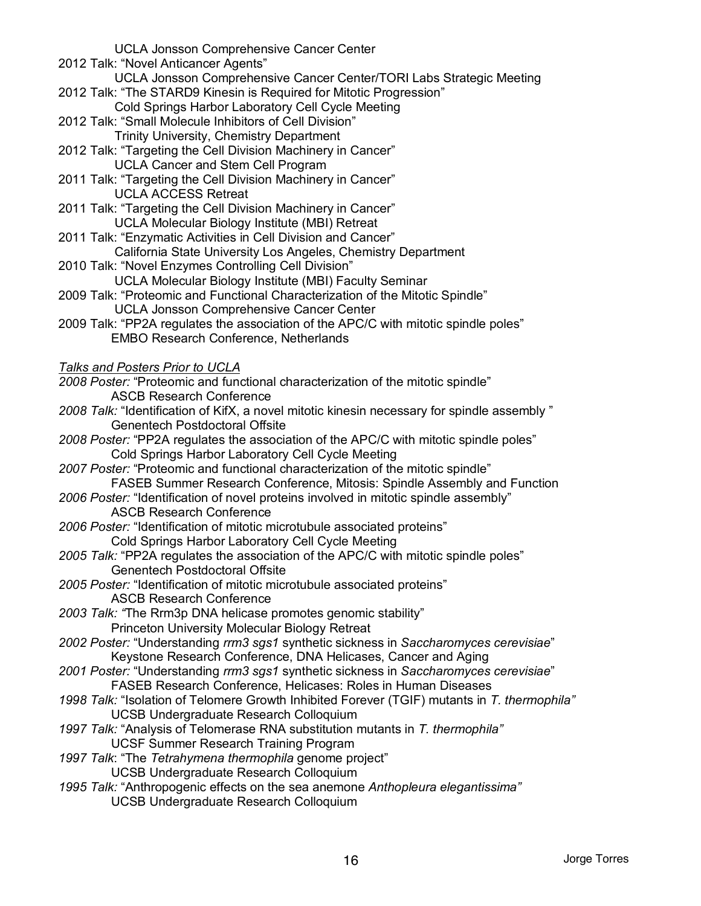UCLA Jonsson Comprehensive Cancer Center

2012 Talk: "Novel Anticancer Agents"
UCLA Jonsson Comprehensive Cancer Center/TORI Labs Strategic Meeting

2012 Talk: "The STARD9 Kinesin is Required for Mitotic Progression"
Cold Springs Harbor Laboratory Cell Cycle Meeting

2012 Talk: "Small Molecule Inhibitors of Cell Division"
Trinity University, Chemistry Department

2012 Talk: "Targeting the Cell Division Machinery in Cancer"
UCLA Cancer and Stem Cell Program

2011 Talk: "Targeting the Cell Division Machinery in Cancer"
UCLA ACCESS Retreat

2011 Talk: "Targeting the Cell Division Machinery in Cancer"
UCLA Molecular Biology Institute (MBI) Retreat

2011 Talk: "Enzymatic Activities in Cell Division and Cancer"
California State University Los Angeles, Chemistry Department

2010 Talk: "Novel Enzymes Controlling Cell Division"
UCLA Molecular Biology Institute (MBI) Faculty Seminar

2009 Talk: "Proteomic and Functional Characterization of the Mitotic Spindle"
UCLA Jonsson Comprehensive Cancer Center

2009 Talk: "PP2A regulates the association of the APC/C with mitotic spindle poles"
EMBO Research Conference, Netherlands

*Talks and Posters Prior to UCLA*

*2008 Poster:* "Proteomic and functional characterization of the mitotic spindle"
ASCB Research Conference

*2008 Talk:* "Identification of KifX, a novel mitotic kinesin necessary for spindle assembly "
Genentech Postdoctoral Offsite

*2008 Poster:* "PP2A regulates the association of the APC/C with mitotic spindle poles"
Cold Springs Harbor Laboratory Cell Cycle Meeting

*2007 Poster:* "Proteomic and functional characterization of the mitotic spindle"
FASEB Summer Research Conference, Mitosis: Spindle Assembly and Function

*2006 Poster:* "Identification of novel proteins involved in mitotic spindle assembly"
ASCB Research Conference

*2006 Poster:* "Identification of mitotic microtubule associated proteins"
Cold Springs Harbor Laboratory Cell Cycle Meeting

*2005 Talk:* "PP2A regulates the association of the APC/C with mitotic spindle poles"
Genentech Postdoctoral Offsite

*2005 Poster:* "Identification of mitotic microtubule associated proteins"
ASCB Research Conference

*2003 Talk:* "The Rrm3p DNA helicase promotes genomic stability"
Princeton University Molecular Biology Retreat

*2002 Poster:* "Understanding *rrm3 sgs1* synthetic sickness in *Saccharomyces cerevisiae*"
Keystone Research Conference, DNA Helicases, Cancer and Aging

*2001 Poster:* "Understanding *rrm3 sgs1* synthetic sickness in *Saccharomyces cerevisiae*"
FASEB Research Conference, Helicases: Roles in Human Diseases

*1998 Talk:* "Isolation of Telomere Growth Inhibited Forever (TGIF) mutants in *T. thermophila"*
UCSB Undergraduate Research Colloquium

*1997 Talk:* "Analysis of Telomerase RNA substitution mutants in *T. thermophila"*
UCSF Summer Research Training Program

*1997 Talk*: "The *Tetrahymena thermophila* genome project"
UCSB Undergraduate Research Colloquium

*1995 Talk:* "Anthropogenic effects on the sea anemone *Anthopleura elegantissima"*
UCSB Undergraduate Research Colloquium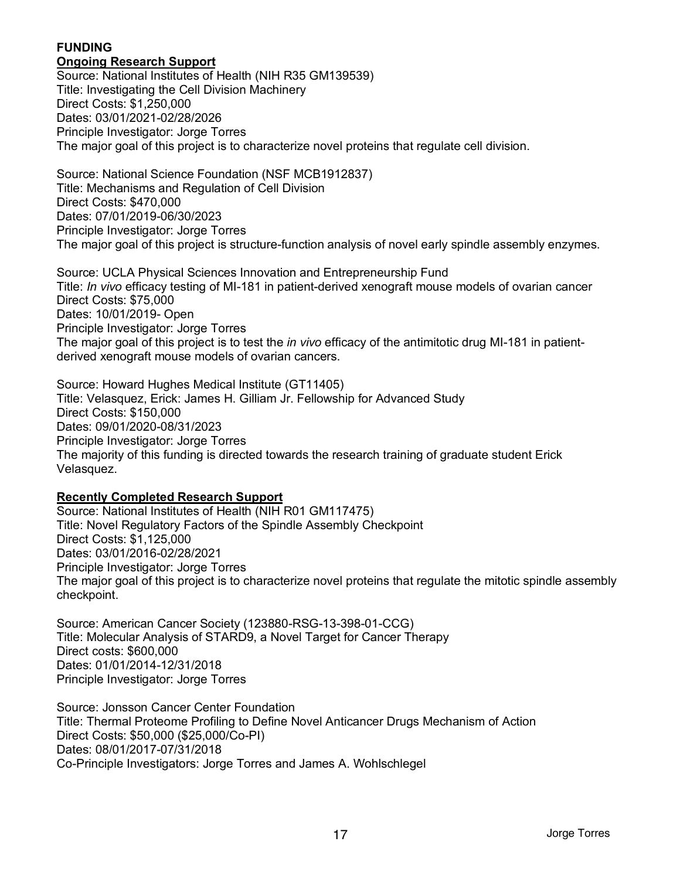## FUNDING

### Ongoing Research Support

Source: National Institutes of Health (NIH R35 GM139539)
Title: Investigating the Cell Division Machinery
Direct Costs: $1,250,000
Dates: 03/01/2021-02/28/2026
Principle Investigator: Jorge Torres
The major goal of this project is to characterize novel proteins that regulate cell division.

Source: National Science Foundation (NSF MCB1912837)
Title: Mechanisms and Regulation of Cell Division
Direct Costs: $470,000
Dates: 07/01/2019-06/30/2023
Principle Investigator: Jorge Torres
The major goal of this project is structure-function analysis of novel early spindle assembly enzymes.

Source: UCLA Physical Sciences Innovation and Entrepreneurship Fund
Title: *In vivo* efficacy testing of MI-181 in patient-derived xenograft mouse models of ovarian cancer
Direct Costs: $75,000
Dates: 10/01/2019- Open
Principle Investigator: Jorge Torres
The major goal of this project is to test the *in vivo* efficacy of the antimitotic drug MI-181 in patient-derived xenograft mouse models of ovarian cancers.

Source: Howard Hughes Medical Institute (GT11405)
Title: Velasquez, Erick: James H. Gilliam Jr. Fellowship for Advanced Study
Direct Costs: $150,000
Dates: 09/01/2020-08/31/2023
Principle Investigator: Jorge Torres
The majority of this funding is directed towards the research training of graduate student Erick Velasquez.

### Recently Completed Research Support

Source: National Institutes of Health (NIH R01 GM117475)
Title: Novel Regulatory Factors of the Spindle Assembly Checkpoint
Direct Costs: $1,125,000
Dates: 03/01/2016-02/28/2021
Principle Investigator: Jorge Torres
The major goal of this project is to characterize novel proteins that regulate the mitotic spindle assembly checkpoint.

Source: American Cancer Society (123880-RSG-13-398-01-CCG)
Title: Molecular Analysis of STARD9, a Novel Target for Cancer Therapy
Direct costs: $600,000
Dates: 01/01/2014-12/31/2018
Principle Investigator: Jorge Torres

Source: Jonsson Cancer Center Foundation
Title: Thermal Proteome Profiling to Define Novel Anticancer Drugs Mechanism of Action
Direct Costs: $50,000 ($25,000/Co-PI)
Dates: 08/01/2017-07/31/2018
Co-Principle Investigators: Jorge Torres and James A. Wohlschlegel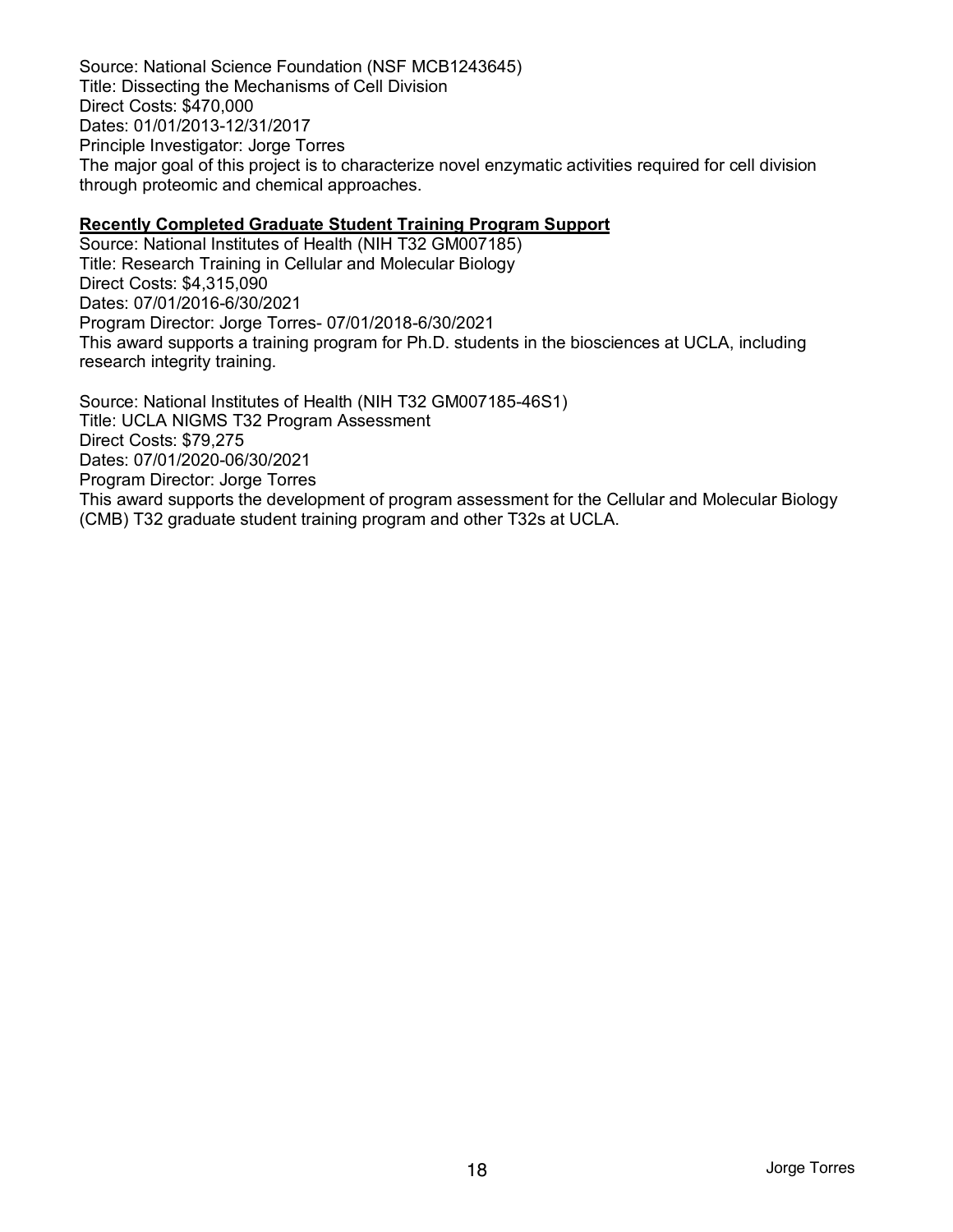Source: National Science Foundation (NSF MCB1243645)
Title: Dissecting the Mechanisms of Cell Division
Direct Costs: $470,000
Dates: 01/01/2013-12/31/2017
Principle Investigator: Jorge Torres
The major goal of this project is to characterize novel enzymatic activities required for cell division through proteomic and chemical approaches.

**Recently Completed Graduate Student Training Program Support**

Source: National Institutes of Health (NIH T32 GM007185)
Title: Research Training in Cellular and Molecular Biology
Direct Costs: $4,315,090
Dates: 07/01/2016-6/30/2021
Program Director: Jorge Torres- 07/01/2018-6/30/2021
This award supports a training program for Ph.D. students in the biosciences at UCLA, including research integrity training.

Source: National Institutes of Health (NIH T32 GM007185-46S1)
Title: UCLA NIGMS T32 Program Assessment
Direct Costs: $79,275
Dates: 07/01/2020-06/30/2021
Program Director: Jorge Torres
This award supports the development of program assessment for the Cellular and Molecular Biology (CMB) T32 graduate student training program and other T32s at UCLA.